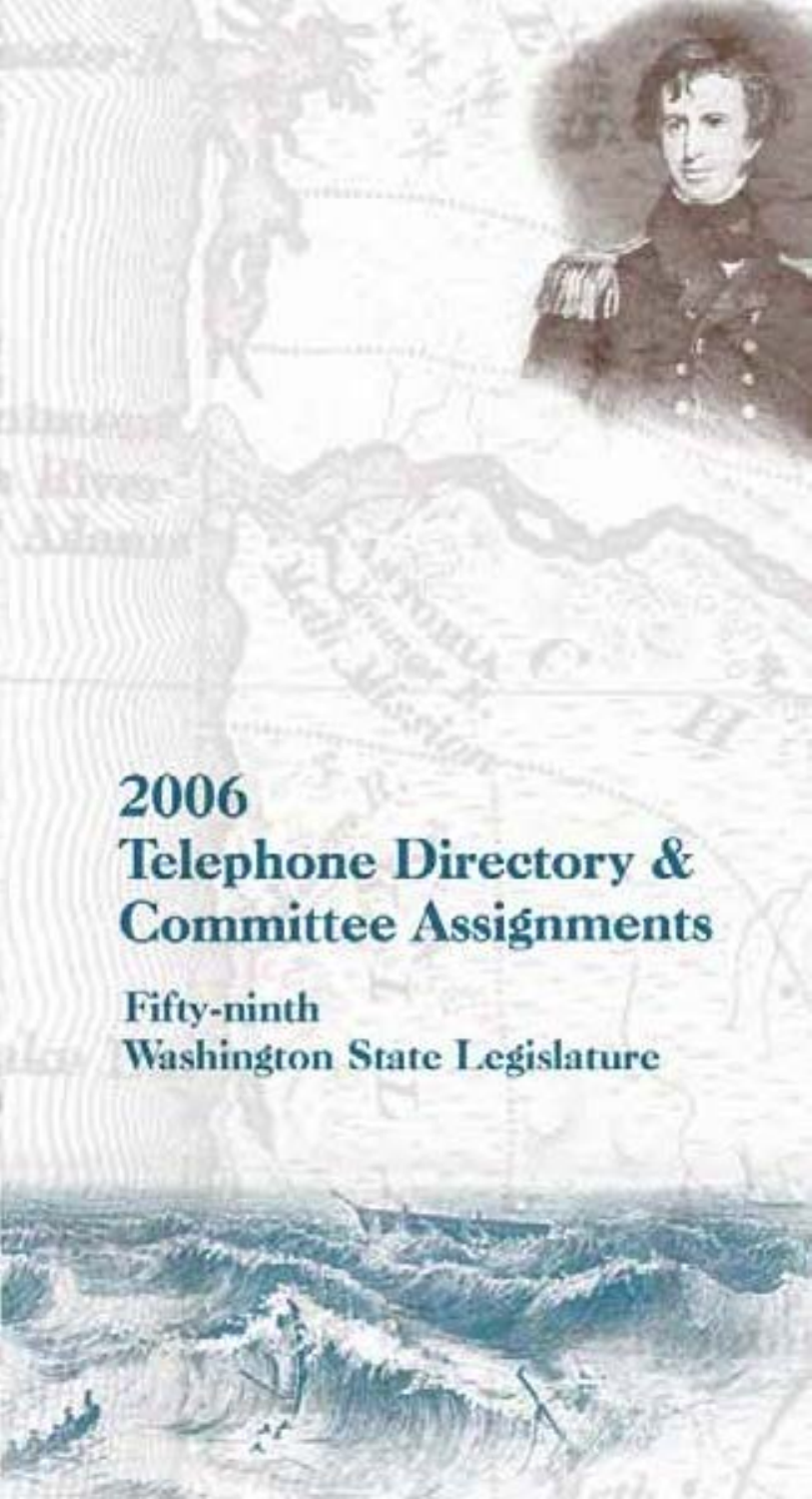# 2006 Telephone Directory & Committee Assignments

## Fifty-ninth Washington State Legislature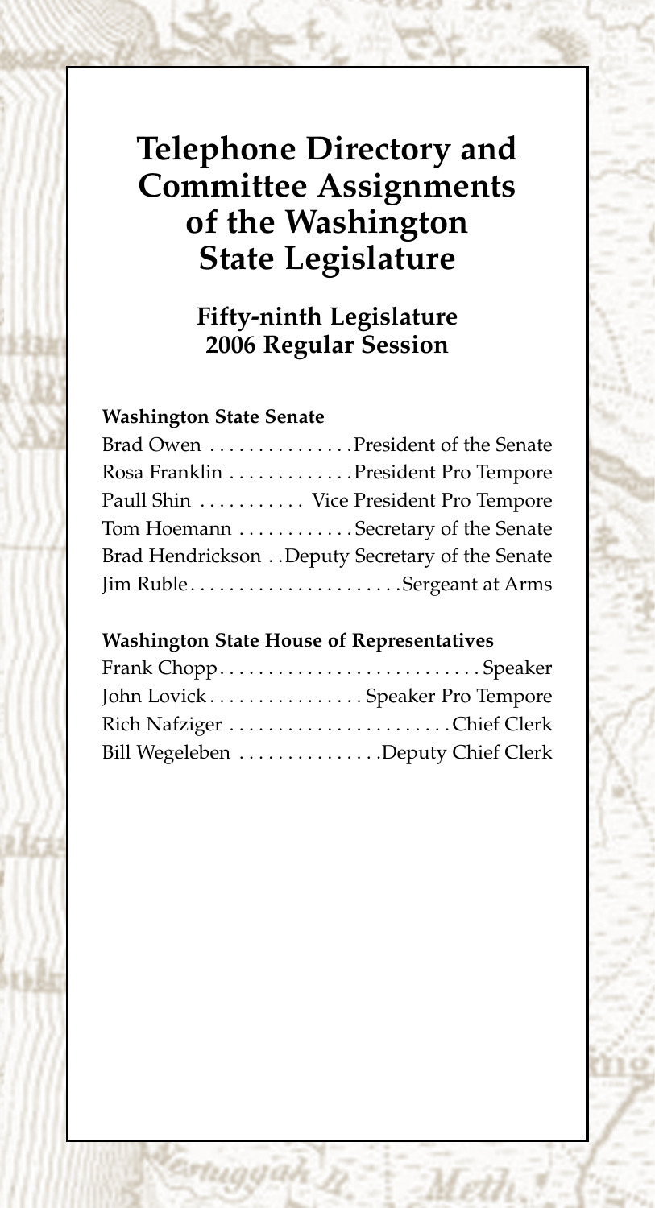# Telephone Directory and Committee Assignments of the Washington State Legislature

## Fifty-ninth Legislature 2006 Regular Session

### Washington State Senate

| | |
|---|---|
| Brad Owen | President of the Senate |
| Rosa Franklin | President Pro Tempore |
| Paull Shin | Vice President Pro Tempore |
| Tom Hoemann | Secretary of the Senate |
| Brad Hendrickson | Deputy Secretary of the Senate |
| Jim Ruble | Sergeant at Arms |

### Washington State House of Representatives

| | |
|---|---|
| Frank Chopp | Speaker |
| John Lovick | Speaker Pro Tempore |
| Rich Nafziger | Chief Clerk |
| Bill Wegeleben | Deputy Chief Clerk |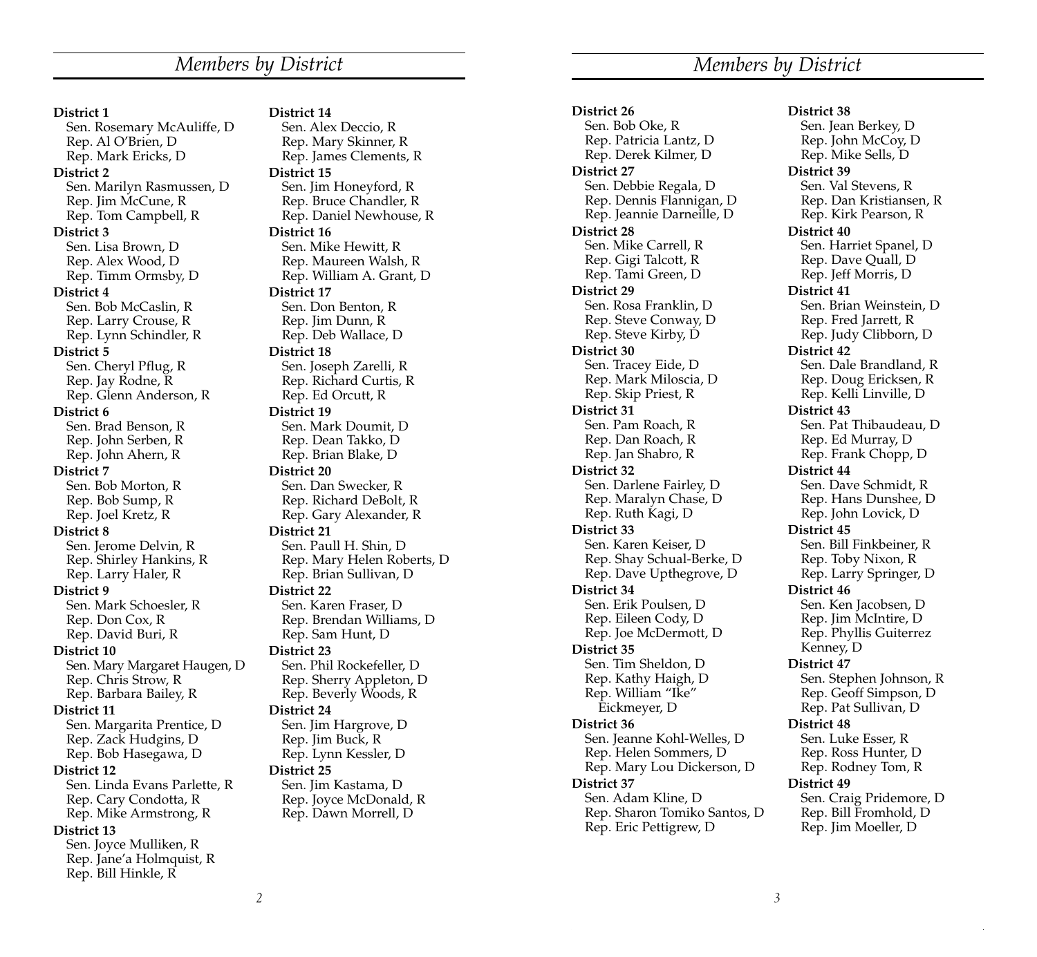## Members by District

**District 1**
Sen. Rosemary McAuliffe, D
Rep. Al O'Brien, D
Rep. Mark Ericks, D

**District 2**
Sen. Marilyn Rasmussen, D
Rep. Jim McCune, R
Rep. Tom Campbell, R

**District 3**
Sen. Lisa Brown, D
Rep. Alex Wood, D
Rep. Timm Ormsby, D

**District 4**
Sen. Bob McCaslin, R
Rep. Larry Crouse, R
Rep. Lynn Schindler, R

**District 5**
Sen. Cheryl Pflug, R
Rep. Jay Rodne, R
Rep. Glenn Anderson, R

**District 6**
Sen. Brad Benson, R
Rep. John Serben, R
Rep. John Ahern, R

**District 7**
Sen. Bob Morton, R
Rep. Bob Sump, R
Rep. Joel Kretz, R

**District 8**
Sen. Jerome Delvin, R
Rep. Shirley Hankins, R
Rep. Larry Haler, R

**District 9**
Sen. Mark Schoesler, R
Rep. Don Cox, R
Rep. David Buri, R

**District 10**
Sen. Mary Margaret Haugen, D
Rep. Chris Strow, R
Rep. Barbara Bailey, R

**District 11**
Sen. Margarita Prentice, D
Rep. Zack Hudgins, D
Rep. Bob Hasegawa, D

**District 12**
Sen. Linda Evans Parlette, R
Rep. Cary Condotta, R
Rep. Mike Armstrong, R

**District 13**
Sen. Joyce Mulliken, R
Rep. Jane'a Holmquist, R
Rep. Bill Hinkle, R

**District 14**
Sen. Alex Deccio, R
Rep. Mary Skinner, R
Rep. James Clements, R

**District 15**
Sen. Jim Honeyford, R
Rep. Bruce Chandler, R
Rep. Daniel Newhouse, R

**District 16**
Sen. Mike Hewitt, R
Rep. Maureen Walsh, R
Rep. William A. Grant, D

**District 17**
Sen. Don Benton, R
Rep. Jim Dunn, R
Rep. Deb Wallace, D

**District 18**
Sen. Joseph Zarelli, R
Rep. Richard Curtis, R
Rep. Ed Orcutt, R

**District 19**
Sen. Mark Doumit, D
Rep. Dean Takko, D
Rep. Brian Blake, D

**District 20**
Sen. Dan Swecker, R
Rep. Richard DeBolt, R
Rep. Gary Alexander, R

**District 21**
Sen. Paull H. Shin, D
Rep. Mary Helen Roberts, D
Rep. Brian Sullivan, D

**District 22**
Sen. Karen Fraser, D
Rep. Brendan Williams, D
Rep. Sam Hunt, D

**District 23**
Sen. Phil Rockefeller, D
Rep. Sherry Appleton, D
Rep. Beverly Woods, R

**District 24**
Sen. Jim Hargrove, D
Rep. Jim Buck, R
Rep. Lynn Kessler, D

**District 25**
Sen. Jim Kastama, D
Rep. Joyce McDonald, R
Rep. Dawn Morrell, D

## Members by District

**District 26**
Sen. Bob Oke, R
Rep. Patricia Lantz, D
Rep. Derek Kilmer, D

**District 27**
Sen. Debbie Regala, D
Rep. Dennis Flannigan, D
Rep. Jeannie Darneille, D

**District 28**
Sen. Mike Carrell, R
Rep. Gigi Talcott, R
Rep. Tami Green, D

**District 29**
Sen. Rosa Franklin, D
Rep. Steve Conway, D
Rep. Steve Kirby, D

**District 30**
Sen. Tracey Eide, D
Rep. Mark Miloscia, D
Rep. Skip Priest, R

**District 31**
Sen. Pam Roach, R
Rep. Dan Roach, R
Rep. Jan Shabro, R

**District 32**
Sen. Darlene Fairley, D
Rep. Maralyn Chase, D
Rep. Ruth Kagi, D

**District 33**
Sen. Karen Keiser, D
Rep. Shay Schual-Berke, D
Rep. Dave Upthegrove, D

**District 34**
Sen. Erik Poulsen, D
Rep. Eileen Cody, D
Rep. Joe McDermott, D

**District 35**
Sen. Tim Sheldon, D
Rep. Kathy Haigh, D
Rep. William "Ike" Eickmeyer, D

**District 36**
Sen. Jeanne Kohl-Welles, D
Rep. Helen Sommers, D
Rep. Mary Lou Dickerson, D

**District 37**
Sen. Adam Kline, D
Rep. Sharon Tomiko Santos, D
Rep. Eric Pettigrew, D

**District 38**
Sen. Jean Berkey, D
Rep. John McCoy, D
Rep. Mike Sells, D

**District 39**
Sen. Val Stevens, R
Rep. Dan Kristiansen, R
Rep. Kirk Pearson, R

**District 40**
Sen. Harriet Spanel, D
Rep. Dave Quall, D
Rep. Jeff Morris, D

**District 41**
Sen. Brian Weinstein, D
Rep. Fred Jarrett, R
Rep. Judy Clibborn, D

**District 42**
Sen. Dale Brandland, R
Rep. Doug Ericksen, R
Rep. Kelli Linville, D

**District 43**
Sen. Pat Thibaudeau, D
Rep. Ed Murray, D
Rep. Frank Chopp, D

**District 44**
Sen. Dave Schmidt, R
Rep. Hans Dunshee, D
Rep. John Lovick, D

**District 45**
Sen. Bill Finkbeiner, R
Rep. Toby Nixon, R
Rep. Larry Springer, D

**District 46**
Sen. Ken Jacobsen, D
Rep. Jim McIntire, D
Rep. Phyllis Guiterrez Kenney, D

**District 47**
Sen. Stephen Johnson, R
Rep. Geoff Simpson, D
Rep. Pat Sullivan, D

**District 48**
Sen. Luke Esser, R
Rep. Ross Hunter, D
Rep. Rodney Tom, R

**District 49**
Sen. Craig Pridemore, D
Rep. Bill Fromhold, D
Rep. Jim Moeller, D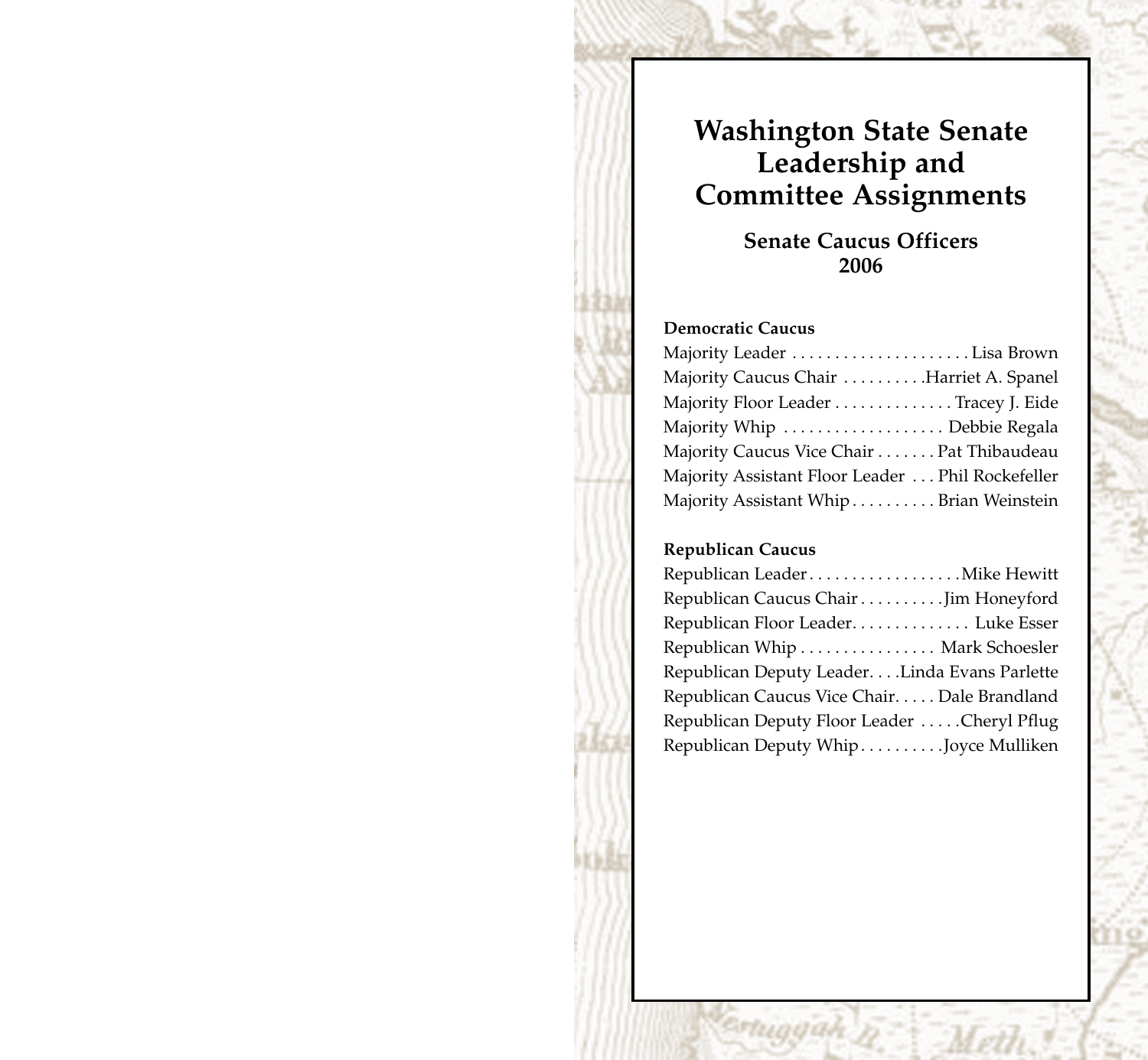# Washington State Senate Leadership and Committee Assignments

## Senate Caucus Officers 2006

**Democratic Caucus**

Majority Leader . . . . . . . . . . . . . . . . . . . . . Lisa Brown
Majority Caucus Chair . . . . . . . . . .Harriet A. Spanel
Majority Floor Leader . . . . . . . . . . . . . . Tracey J. Eide
Majority Whip . . . . . . . . . . . . . . . . . . . Debbie Regala
Majority Caucus Vice Chair . . . . . . . Pat Thibaudeau
Majority Assistant Floor Leader . . . Phil Rockefeller
Majority Assistant Whip . . . . . . . . . . Brian Weinstein

**Republican Caucus**

Republican Leader . . . . . . . . . . . . . . . . . . .Mike Hewitt
Republican Caucus Chair . . . . . . . . . .Jim Honeyford
Republican Floor Leader. . . . . . . . . . . . . . Luke Esser
Republican Whip . . . . . . . . . . . . . . . . Mark Schoesler
Republican Deputy Leader. . . .Linda Evans Parlette
Republican Caucus Vice Chair. . . . . Dale Brandland
Republican Deputy Floor Leader . . . . .Cheryl Pflug
Republican Deputy Whip . . . . . . . . . .Joyce Mulliken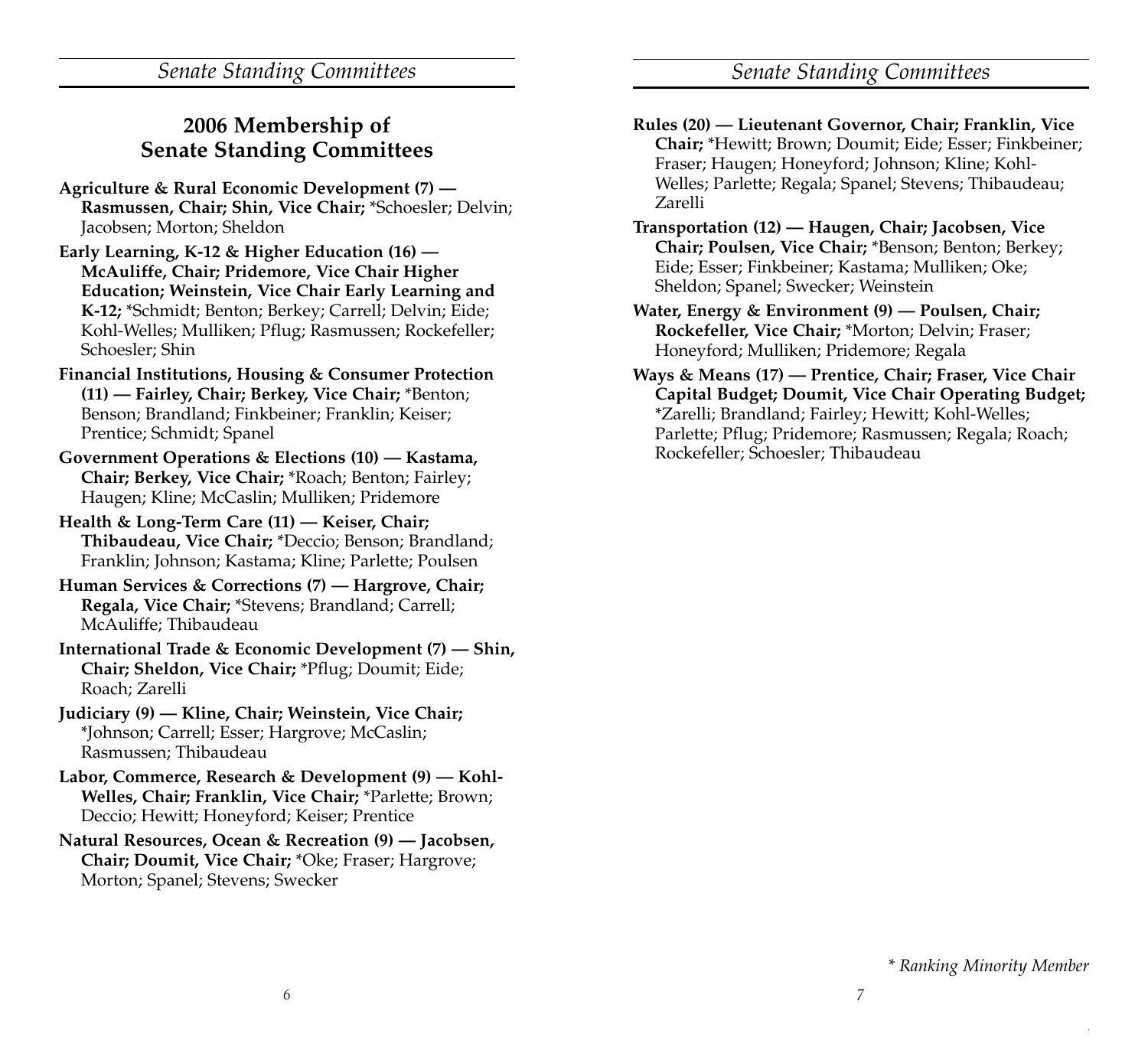## 2006 Membership of Senate Standing Committees

**Agriculture & Rural Economic Development (7) — Rasmussen, Chair; Shin, Vice Chair;** *Schoesler; Delvin; Jacobsen; Morton; Sheldon

**Early Learning, K-12 & Higher Education (16) — McAuliffe, Chair; Pridemore, Vice Chair Higher Education; Weinstein, Vice Chair Early Learning and K-12;** *Schmidt; Benton; Berkey; Carrell; Delvin; Eide; Kohl-Welles; Mulliken; Pflug; Rasmussen; Rockefeller; Schoesler; Shin

**Financial Institutions, Housing & Consumer Protection (11) — Fairley, Chair; Berkey, Vice Chair;** *Benton; Benson; Brandland; Finkbeiner; Franklin; Keiser; Prentice; Schmidt; Spanel

**Government Operations & Elections (10) — Kastama, Chair; Berkey, Vice Chair;** *Roach; Benton; Fairley; Haugen; Kline; McCaslin; Mulliken; Pridemore

**Health & Long-Term Care (11) — Keiser, Chair; Thibaudeau, Vice Chair;** *Deccio; Benson; Brandland; Franklin; Johnson; Kastama; Kline; Parlette; Poulsen

**Human Services & Corrections (7) — Hargrove, Chair; Regala, Vice Chair;** *Stevens; Brandland; Carrell; McAuliffe; Thibaudeau

**International Trade & Economic Development (7) — Shin, Chair; Sheldon, Vice Chair;** *Pflug; Doumit; Eide; Roach; Zarelli

**Judiciary (9) — Kline, Chair; Weinstein, Vice Chair;** *Johnson; Carrell; Esser; Hargrove; McCaslin; Rasmussen; Thibaudeau

**Labor, Commerce, Research & Development (9) — Kohl-Welles, Chair; Franklin, Vice Chair;** *Parlette; Brown; Deccio; Hewitt; Honeyford; Keiser; Prentice

**Natural Resources, Ocean & Recreation (9) — Jacobsen, Chair; Doumit, Vice Chair;** *Oke; Fraser; Hargrove; Morton; Spanel; Stevens; Swecker

**Rules (20) — Lieutenant Governor, Chair; Franklin, Vice Chair;** *Hewitt; Brown; Doumit; Eide; Esser; Finkbeiner; Fraser; Haugen; Honeyford; Johnson; Kline; Kohl-Welles; Parlette; Regala; Spanel; Stevens; Thibaudeau; Zarelli

**Transportation (12) — Haugen, Chair; Jacobsen, Vice Chair; Poulsen, Vice Chair;** *Benson; Benton; Berkey; Eide; Esser; Finkbeiner; Kastama; Mulliken; Oke; Sheldon; Spanel; Swecker; Weinstein

**Water, Energy & Environment (9) — Poulsen, Chair; Rockefeller, Vice Chair;** *Morton; Delvin; Fraser; Honeyford; Mulliken; Pridemore; Regala

**Ways & Means (17) — Prentice, Chair; Fraser, Vice Chair Capital Budget; Doumit, Vice Chair Operating Budget;** *Zarelli; Brandland; Fairley; Hewitt; Kohl-Welles; Parlette; Pflug; Pridemore; Rasmussen; Regala; Roach; Rockefeller; Schoesler; Thibaudeau

*\* Ranking Minority Member*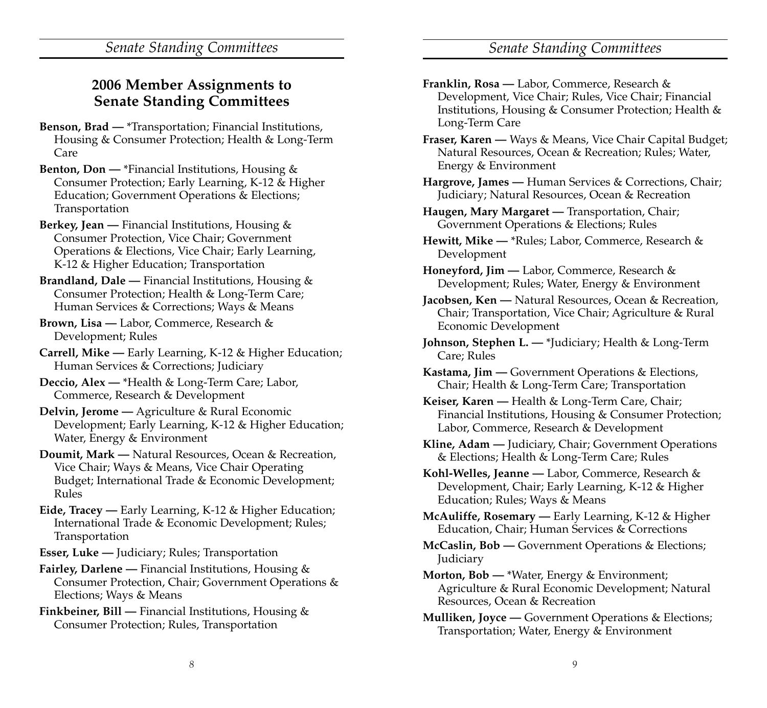## 2006 Member Assignments to Senate Standing Committees

**Benson, Brad —** *Transportation; Financial Institutions, Housing & Consumer Protection; Health & Long-Term Care

**Benton, Don —** *Financial Institutions, Housing & Consumer Protection; Early Learning, K-12 & Higher Education; Government Operations & Elections; Transportation

**Berkey, Jean —** Financial Institutions, Housing & Consumer Protection, Vice Chair; Government Operations & Elections, Vice Chair; Early Learning, K-12 & Higher Education; Transportation

**Brandland, Dale —** Financial Institutions, Housing & Consumer Protection; Health & Long-Term Care; Human Services & Corrections; Ways & Means

**Brown, Lisa —** Labor, Commerce, Research & Development; Rules

**Carrell, Mike —** Early Learning, K-12 & Higher Education; Human Services & Corrections; Judiciary

**Deccio, Alex —** *Health & Long-Term Care; Labor, Commerce, Research & Development

**Delvin, Jerome —** Agriculture & Rural Economic Development; Early Learning, K-12 & Higher Education; Water, Energy & Environment

**Doumit, Mark —** Natural Resources, Ocean & Recreation, Vice Chair; Ways & Means, Vice Chair Operating Budget; International Trade & Economic Development; Rules

**Eide, Tracey —** Early Learning, K-12 & Higher Education; International Trade & Economic Development; Rules; Transportation

**Esser, Luke —** Judiciary; Rules; Transportation

**Fairley, Darlene —** Financial Institutions, Housing & Consumer Protection, Chair; Government Operations & Elections; Ways & Means

**Finkbeiner, Bill —** Financial Institutions, Housing & Consumer Protection; Rules, Transportation

**Franklin, Rosa —** Labor, Commerce, Research & Development, Vice Chair; Rules, Vice Chair; Financial Institutions, Housing & Consumer Protection; Health & Long-Term Care

**Fraser, Karen —** Ways & Means, Vice Chair Capital Budget; Natural Resources, Ocean & Recreation; Rules; Water, Energy & Environment

**Hargrove, James —** Human Services & Corrections, Chair; Judiciary; Natural Resources, Ocean & Recreation

**Haugen, Mary Margaret —** Transportation, Chair; Government Operations & Elections; Rules

**Hewitt, Mike —** *Rules; Labor, Commerce, Research & Development

**Honeyford, Jim —** Labor, Commerce, Research & Development; Rules; Water, Energy & Environment

**Jacobsen, Ken —** Natural Resources, Ocean & Recreation, Chair; Transportation, Vice Chair; Agriculture & Rural Economic Development

**Johnson, Stephen L. —** *Judiciary; Health & Long-Term Care; Rules

**Kastama, Jim —** Government Operations & Elections, Chair; Health & Long-Term Care; Transportation

**Keiser, Karen —** Health & Long-Term Care, Chair; Financial Institutions, Housing & Consumer Protection; Labor, Commerce, Research & Development

**Kline, Adam —** Judiciary, Chair; Government Operations & Elections; Health & Long-Term Care; Rules

**Kohl-Welles, Jeanne —** Labor, Commerce, Research & Development, Chair; Early Learning, K-12 & Higher Education; Rules; Ways & Means

**McAuliffe, Rosemary —** Early Learning, K-12 & Higher Education, Chair; Human Services & Corrections

**McCaslin, Bob —** Government Operations & Elections; Judiciary

**Morton, Bob —** *Water, Energy & Environment; Agriculture & Rural Economic Development; Natural Resources, Ocean & Recreation

**Mulliken, Joyce —** Government Operations & Elections; Transportation; Water, Energy & Environment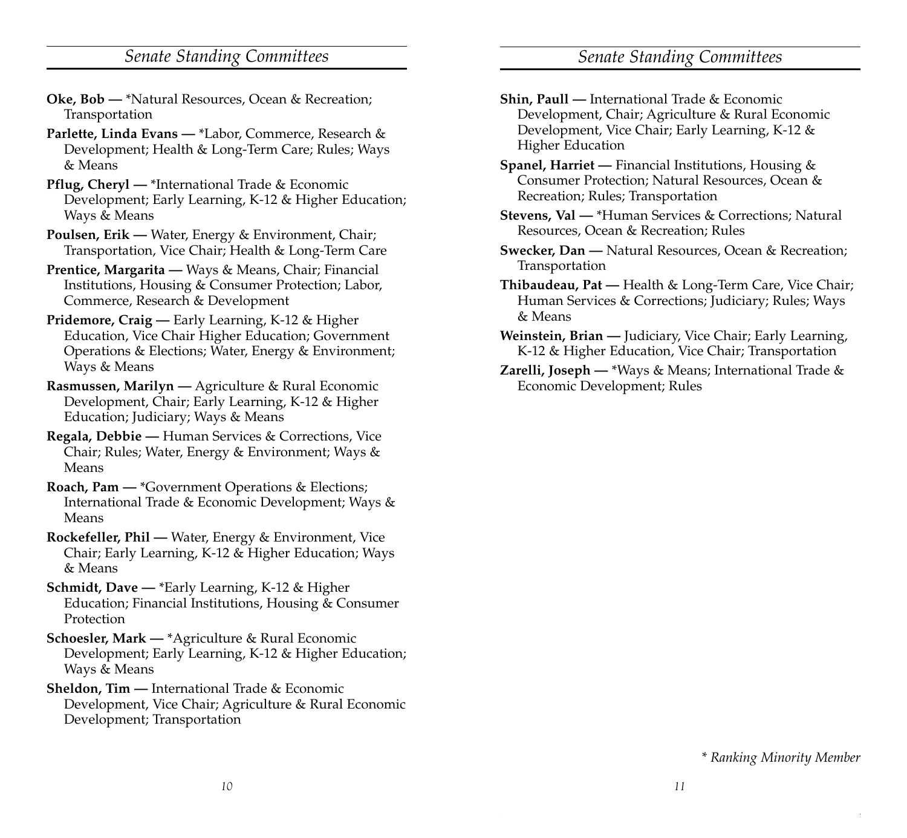## Senate Standing Committees

**Oke, Bob —** *Natural Resources, Ocean & Recreation; Transportation

**Parlette, Linda Evans —** *Labor, Commerce, Research & Development; Health & Long-Term Care; Rules; Ways & Means

**Pflug, Cheryl —** *International Trade & Economic Development; Early Learning, K-12 & Higher Education; Ways & Means

**Poulsen, Erik —** Water, Energy & Environment, Chair; Transportation, Vice Chair; Health & Long-Term Care

**Prentice, Margarita —** Ways & Means, Chair; Financial Institutions, Housing & Consumer Protection; Labor, Commerce, Research & Development

**Pridemore, Craig —** Early Learning, K-12 & Higher Education, Vice Chair Higher Education; Government Operations & Elections; Water, Energy & Environment; Ways & Means

**Rasmussen, Marilyn —** Agriculture & Rural Economic Development, Chair; Early Learning, K-12 & Higher Education; Judiciary; Ways & Means

**Regala, Debbie —** Human Services & Corrections, Vice Chair; Rules; Water, Energy & Environment; Ways & Means

**Roach, Pam —** *Government Operations & Elections; International Trade & Economic Development; Ways & Means

**Rockefeller, Phil —** Water, Energy & Environment, Vice Chair; Early Learning, K-12 & Higher Education; Ways & Means

**Schmidt, Dave —** *Early Learning, K-12 & Higher Education; Financial Institutions, Housing & Consumer Protection

**Schoesler, Mark —** *Agriculture & Rural Economic Development; Early Learning, K-12 & Higher Education; Ways & Means

**Sheldon, Tim —** International Trade & Economic Development, Vice Chair; Agriculture & Rural Economic Development; Transportation

**Shin, Paull —** International Trade & Economic Development, Chair; Agriculture & Rural Economic Development, Vice Chair; Early Learning, K-12 & Higher Education

**Spanel, Harriet —** Financial Institutions, Housing & Consumer Protection; Natural Resources, Ocean & Recreation; Rules; Transportation

**Stevens, Val —** *Human Services & Corrections; Natural Resources, Ocean & Recreation; Rules

**Swecker, Dan —** Natural Resources, Ocean & Recreation; Transportation

**Thibaudeau, Pat —** Health & Long-Term Care, Vice Chair; Human Services & Corrections; Judiciary; Rules; Ways & Means

**Weinstein, Brian —** Judiciary, Vice Chair; Early Learning, K-12 & Higher Education, Vice Chair; Transportation

**Zarelli, Joseph —** *Ways & Means; International Trade & Economic Development; Rules

*\* Ranking Minority Member*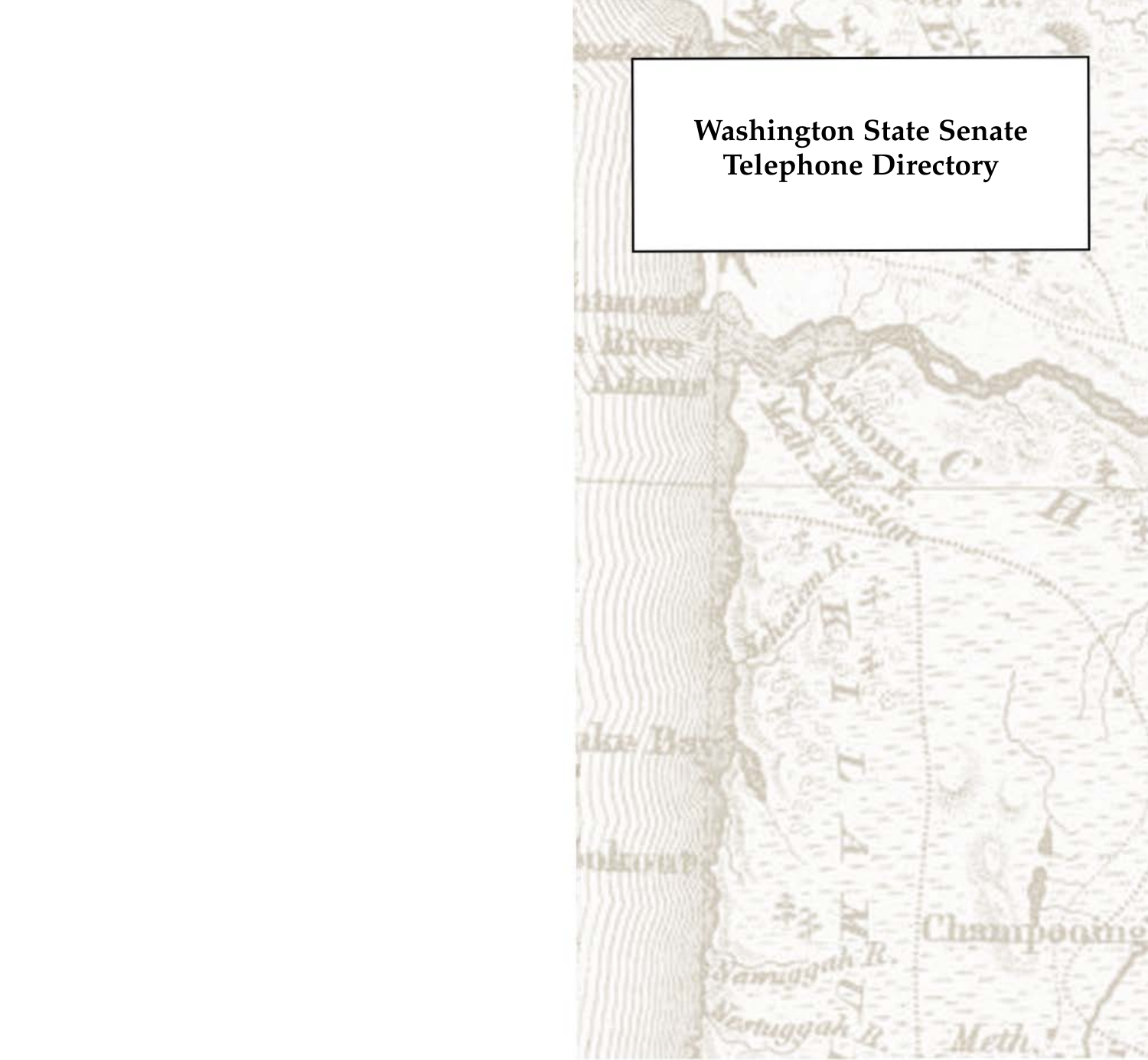# Washington State Senate Telephone Directory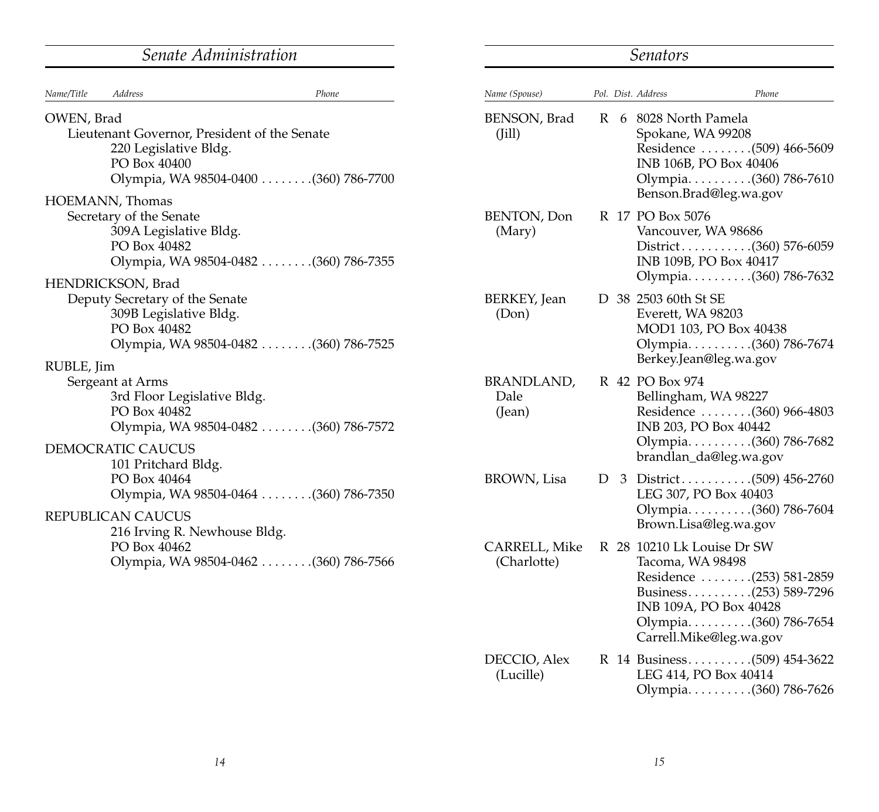## Senate Administration

| Name/Title | Address | Phone |
|---|---|---|
| OWEN, Brad<br>Lieutenant Governor, President of the Senate | 220 Legislative Bldg.<br>PO Box 40400<br>Olympia, WA 98504-0400 | (360) 786-7700 |
| HOEMANN, Thomas<br>Secretary of the Senate | 309A Legislative Bldg.<br>PO Box 40482<br>Olympia, WA 98504-0482 | (360) 786-7355 |
| HENDRICKSON, Brad<br>Deputy Secretary of the Senate | 309B Legislative Bldg.<br>PO Box 40482<br>Olympia, WA 98504-0482 | (360) 786-7525 |
| RUBLE, Jim<br>Sergeant at Arms | 3rd Floor Legislative Bldg.<br>PO Box 40482<br>Olympia, WA 98504-0482 | (360) 786-7572 |
| DEMOCRATIC CAUCUS | 101 Pritchard Bldg.<br>PO Box 40464<br>Olympia, WA 98504-0464 | (360) 786-7350 |
| REPUBLICAN CAUCUS | 216 Irving R. Newhouse Bldg.<br>PO Box 40462<br>Olympia, WA 98504-0462 | (360) 786-7566 |

## Senators

| Name (Spouse) | Pol. | Dist. | Address | Phone |
|---|---|---|---|---|
| BENSON, Brad (Jill) | R | 6 | 8028 North Pamela<br>Spokane, WA 99208<br>Residence<br>INB 106B, PO Box 40406<br>Olympia<br>Benson.Brad@leg.wa.gov | <br><br>(509) 466-5609<br><br>(360) 786-7610 |
| BENTON, Don (Mary) | R | 17 | PO Box 5076<br>Vancouver, WA 98686<br>District<br>INB 109B, PO Box 40417<br>Olympia | <br><br>(360) 576-6059<br><br>(360) 786-7632 |
| BERKEY, Jean (Don) | D | 38 | 2503 60th St SE<br>Everett, WA 98203<br>MOD1 103, PO Box 40438<br>Olympia<br>Berkey.Jean@leg.wa.gov | <br><br><br>(360) 786-7674 |
| BRANDLAND, Dale (Jean) | R | 42 | PO Box 974<br>Bellingham, WA 98227<br>Residence<br>INB 203, PO Box 40442<br>Olympia<br>brandlan_da@leg.wa.gov | <br><br>(360) 966-4803<br><br>(360) 786-7682 |
| BROWN, Lisa | D | 3 | District<br>LEG 307, PO Box 40403<br>Olympia<br>Brown.Lisa@leg.wa.gov | (509) 456-2760<br><br>(360) 786-7604 |
| CARRELL, Mike (Charlotte) | R | 28 | 10210 Lk Louise Dr SW<br>Tacoma, WA 98498<br>Residence<br>Business<br>INB 109A, PO Box 40428<br>Olympia<br>Carrell.Mike@leg.wa.gov | <br><br>(253) 581-2859<br>(253) 589-7296<br><br>(360) 786-7654 |
| DECCIO, Alex (Lucille) | R | 14 | Business<br>LEG 414, PO Box 40414<br>Olympia | (509) 454-3622<br><br>(360) 786-7626 |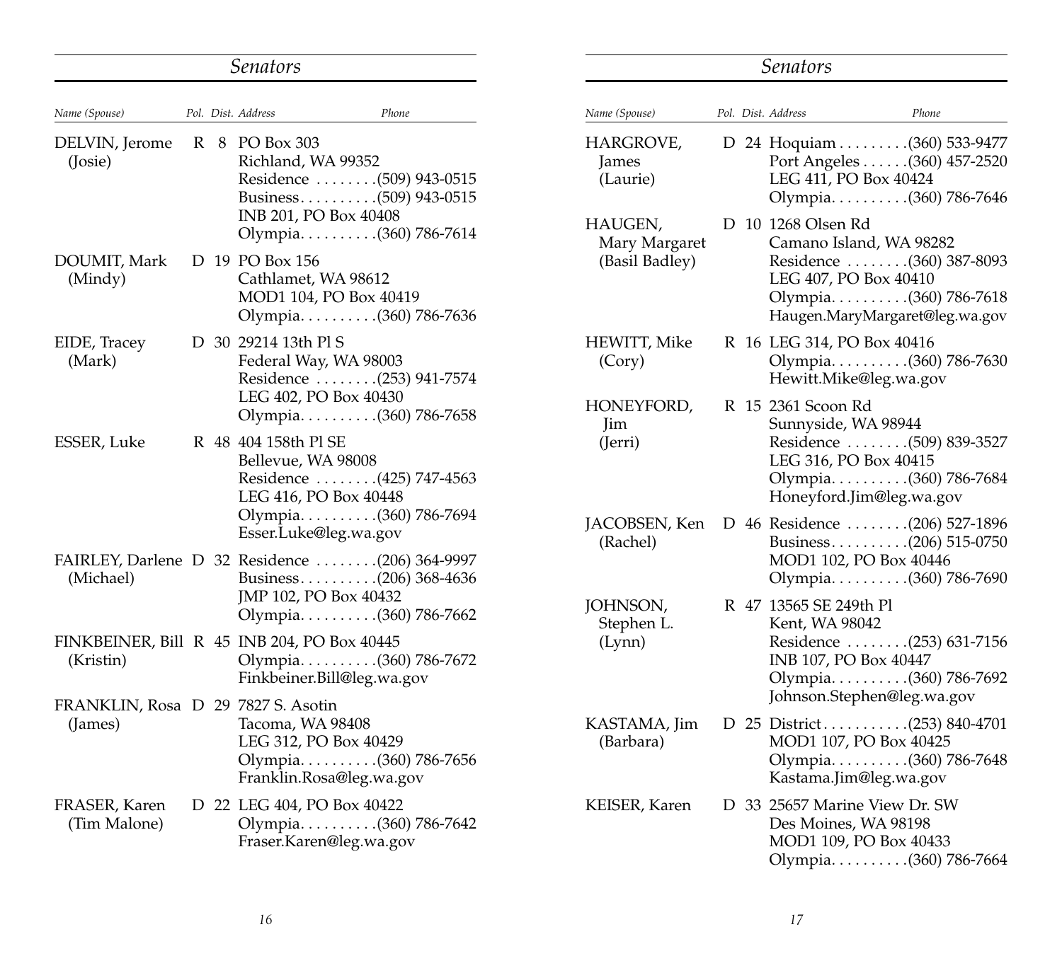## Senators

| Name (Spouse) | Pol. | Dist. | Address | Phone |
|---|---|---|---|---|
| DELVIN, Jerome (Josie) | R | 8 | PO Box 303<br>Richland, WA 99352<br>Residence<br>Business<br>INB 201, PO Box 40408<br>Olympia | <br><br>(509) 943-0515<br>(509) 943-0515<br><br>(360) 786-7614 |
| DOUMIT, Mark (Mindy) | D | 19 | PO Box 156<br>Cathlamet, WA 98612<br>MOD1 104, PO Box 40419<br>Olympia | <br><br><br>(360) 786-7636 |
| EIDE, Tracey (Mark) | D | 30 | 29214 13th Pl S<br>Federal Way, WA 98003<br>Residence<br>LEG 402, PO Box 40430<br>Olympia | <br><br>(253) 941-7574<br><br>(360) 786-7658 |
| ESSER, Luke | R | 48 | 404 158th Pl SE<br>Bellevue, WA 98008<br>Residence<br>LEG 416, PO Box 40448<br>Olympia<br>Esser.Luke@leg.wa.gov | <br><br>(425) 747-4563<br><br>(360) 786-7694 |
| FAIRLEY, Darlene (Michael) | D | 32 | Residence<br>Business<br>JMP 102, PO Box 40432<br>Olympia | (206) 364-9997<br>(206) 368-4636<br><br>(360) 786-7662 |
| FINKBEINER, Bill (Kristin) | R | 45 | INB 204, PO Box 40445<br>Olympia<br>Finkbeiner.Bill@leg.wa.gov | <br>(360) 786-7672 |
| FRANKLIN, Rosa (James) | D | 29 | 7827 S. Asotin<br>Tacoma, WA 98408<br>LEG 312, PO Box 40429<br>Olympia<br>Franklin.Rosa@leg.wa.gov | <br><br><br>(360) 786-7656 |
| FRASER, Karen (Tim Malone) | D | 22 | LEG 404, PO Box 40422<br>Olympia<br>Fraser.Karen@leg.wa.gov | <br>(360) 786-7642 |
| HARGROVE, James (Laurie) | D | 24 | Hoquiam<br>Port Angeles<br>LEG 411, PO Box 40424<br>Olympia | (360) 533-9477<br>(360) 457-2520<br><br>(360) 786-7646 |
| HAUGEN, Mary Margaret (Basil Badley) | D | 10 | 1268 Olsen Rd<br>Camano Island, WA 98282<br>Residence<br>LEG 407, PO Box 40410<br>Olympia<br>Haugen.MaryMargaret@leg.wa.gov | <br><br>(360) 387-8093<br><br>(360) 786-7618 |
| HEWITT, Mike (Cory) | R | 16 | LEG 314, PO Box 40416<br>Olympia<br>Hewitt.Mike@leg.wa.gov | <br>(360) 786-7630 |
| HONEYFORD, Jim (Jerri) | R | 15 | 2361 Scoon Rd<br>Sunnyside, WA 98944<br>Residence<br>LEG 316, PO Box 40415<br>Olympia<br>Honeyford.Jim@leg.wa.gov | <br><br>(509) 839-3527<br><br>(360) 786-7684 |
| JACOBSEN, Ken (Rachel) | D | 46 | Residence<br>Business<br>MOD1 102, PO Box 40446<br>Olympia | (206) 527-1896<br>(206) 515-0750<br><br>(360) 786-7690 |
| JOHNSON, Stephen L. (Lynn) | R | 47 | 13565 SE 249th Pl<br>Kent, WA 98042<br>Residence<br>INB 107, PO Box 40447<br>Olympia<br>Johnson.Stephen@leg.wa.gov | <br><br>(253) 631-7156<br><br>(360) 786-7692 |
| KASTAMA, Jim (Barbara) | D | 25 | District<br>MOD1 107, PO Box 40425<br>Olympia<br>Kastama.Jim@leg.wa.gov | (253) 840-4701<br><br>(360) 786-7648 |
| KEISER, Karen | D | 33 | 25657 Marine View Dr. SW<br>Des Moines, WA 98198<br>MOD1 109, PO Box 40433<br>Olympia | <br><br><br>(360) 786-7664 |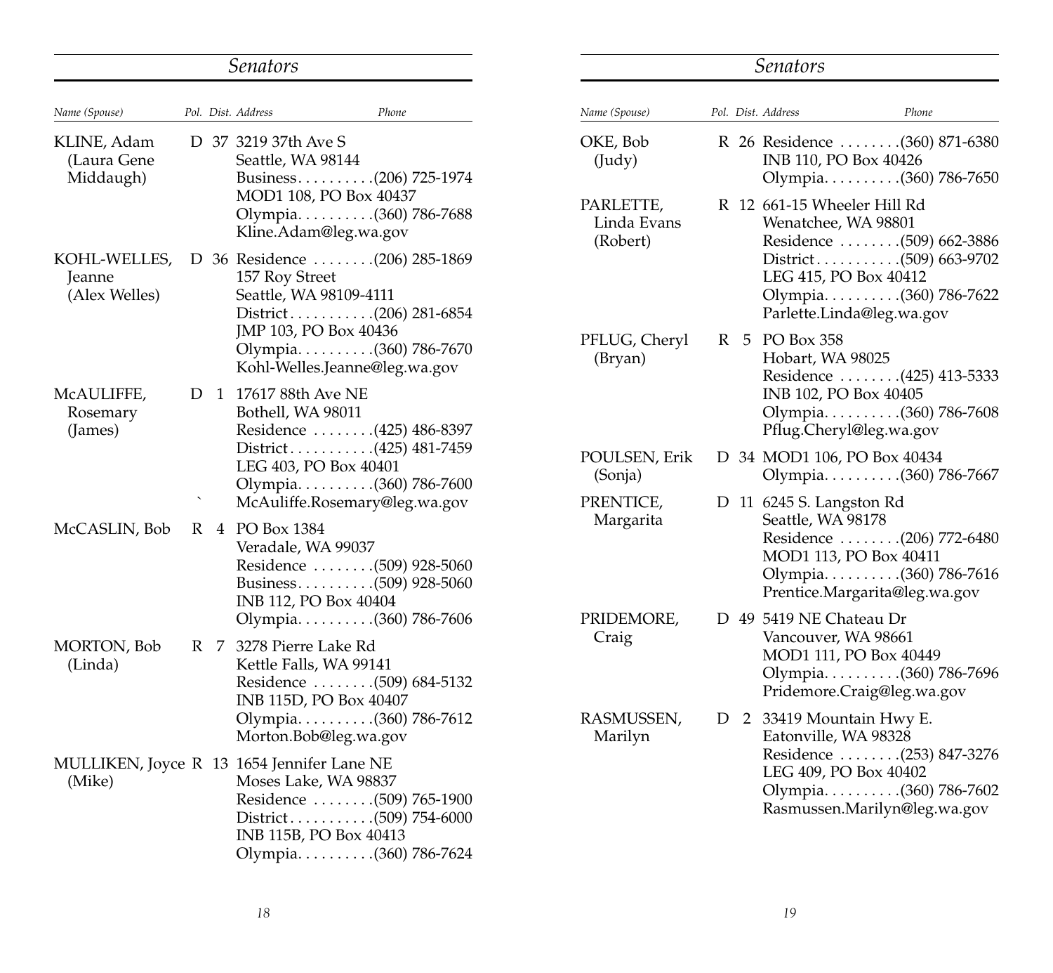## Senators

| Name (Spouse) | Pol. | Dist. | Address | Phone |
|---|---|---|---|---|
| KLINE, Adam (Laura Gene Middaugh) | D | 37 | 3219 37th Ave S<br>Seattle, WA 98144<br>Business<br>MOD1 108, PO Box 40437<br>Olympia<br>Kline.Adam@leg.wa.gov | <br><br>(206) 725-1974<br><br>(360) 786-7688 |
| KOHL-WELLES, Jeanne (Alex Welles) | D | 36 | Residence<br>157 Roy Street<br>Seattle, WA 98109-4111<br>District<br>JMP 103, PO Box 40436<br>Olympia<br>Kohl-Welles.Jeanne@leg.wa.gov | (206) 285-1869<br><br><br>(206) 281-6854<br><br>(360) 786-7670 |
| McAULIFFE, Rosemary (James) | D | 1 | 17617 88th Ave NE<br>Bothell, WA 98011<br>Residence<br>District<br>LEG 403, PO Box 40401<br>Olympia<br>McAuliffe.Rosemary@leg.wa.gov | <br><br>(425) 486-8397<br>(425) 481-7459<br><br>(360) 786-7600 |
| McCASLIN, Bob | R | 4 | PO Box 1384<br>Veradale, WA 99037<br>Residence<br>Business<br>INB 112, PO Box 40404<br>Olympia | <br><br>(509) 928-5060<br>(509) 928-5060<br><br>(360) 786-7606 |
| MORTON, Bob (Linda) | R | 7 | 3278 Pierre Lake Rd<br>Kettle Falls, WA 99141<br>Residence<br>INB 115D, PO Box 40407<br>Olympia<br>Morton.Bob@leg.wa.gov | <br><br>(509) 684-5132<br><br>(360) 786-7612 |
| MULLIKEN, Joyce (Mike) | R | 13 | 1654 Jennifer Lane NE<br>Moses Lake, WA 98837<br>Residence<br>District<br>INB 115B, PO Box 40413<br>Olympia | <br><br>(509) 765-1900<br>(509) 754-6000<br><br>(360) 786-7624 |
| OKE, Bob (Judy) | R | 26 | Residence<br>INB 110, PO Box 40426<br>Olympia | (360) 871-6380<br><br>(360) 786-7650 |
| PARLETTE, Linda Evans (Robert) | R | 12 | 661-15 Wheeler Hill Rd<br>Wenatchee, WA 98801<br>Residence<br>District<br>LEG 415, PO Box 40412<br>Olympia<br>Parlette.Linda@leg.wa.gov | <br><br>(509) 662-3886<br>(509) 663-9702<br><br>(360) 786-7622 |
| PFLUG, Cheryl (Bryan) | R | 5 | PO Box 358<br>Hobart, WA 98025<br>Residence<br>INB 102, PO Box 40405<br>Olympia<br>Pflug.Cheryl@leg.wa.gov | <br><br>(425) 413-5333<br><br>(360) 786-7608 |
| POULSEN, Erik (Sonja) | D | 34 | MOD1 106, PO Box 40434<br>Olympia | <br>(360) 786-7667 |
| PRENTICE, Margarita | D | 11 | 6245 S. Langston Rd<br>Seattle, WA 98178<br>Residence<br>MOD1 113, PO Box 40411<br>Olympia<br>Prentice.Margarita@leg.wa.gov | <br><br>(206) 772-6480<br><br>(360) 786-7616 |
| PRIDEMORE, Craig | D | 49 | 5419 NE Chateau Dr<br>Vancouver, WA 98661<br>MOD1 111, PO Box 40449<br>Olympia<br>Pridemore.Craig@leg.wa.gov | <br><br><br>(360) 786-7696 |
| RASMUSSEN, Marilyn | D | 2 | 33419 Mountain Hwy E.<br>Eatonville, WA 98328<br>Residence<br>LEG 409, PO Box 40402<br>Olympia<br>Rasmussen.Marilyn@leg.wa.gov | <br><br>(253) 847-3276<br><br>(360) 786-7602 |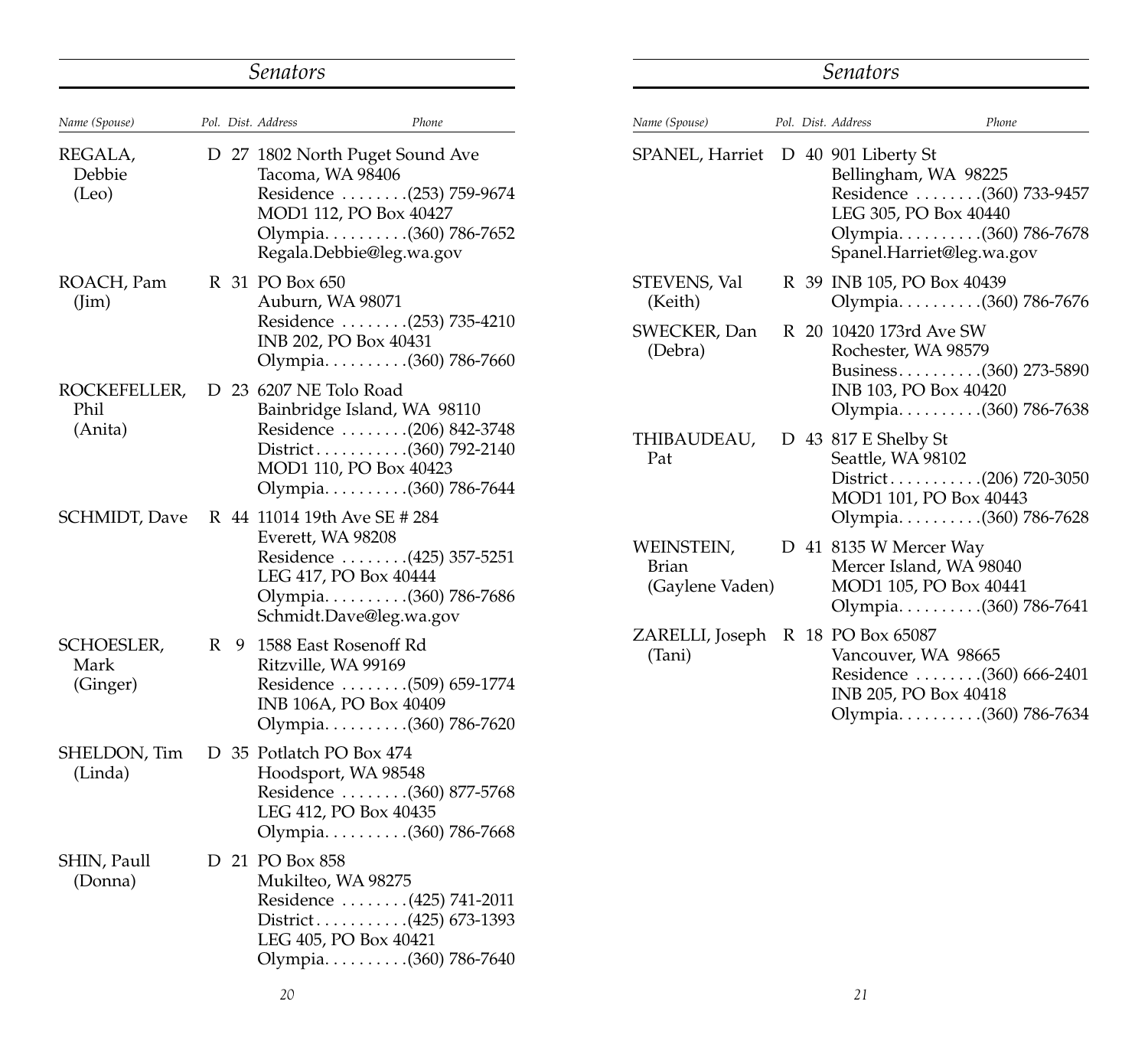## Senators

| Name (Spouse) | Pol. | Dist. | Address | Phone |
|---|---|---|---|---|
| REGALA, Debbie (Leo) | D | 27 | 1802 North Puget Sound Ave<br>Tacoma, WA 98406<br>Residence<br>MOD1 112, PO Box 40427<br>Olympia<br>Regala.Debbie@leg.wa.gov | <br><br>(253) 759-9674<br><br>(360) 786-7652 |
| ROACH, Pam (Jim) | R | 31 | PO Box 650<br>Auburn, WA 98071<br>Residence<br>INB 202, PO Box 40431<br>Olympia | <br><br>(253) 735-4210<br><br>(360) 786-7660 |
| ROCKEFELLER, Phil (Anita) | D | 23 | 6207 NE Tolo Road<br>Bainbridge Island, WA 98110<br>Residence<br>District<br>MOD1 110, PO Box 40423<br>Olympia | <br><br>(206) 842-3748<br>(360) 792-2140<br><br>(360) 786-7644 |
| SCHMIDT, Dave | R | 44 | 11014 19th Ave SE # 284<br>Everett, WA 98208<br>Residence<br>LEG 417, PO Box 40444<br>Olympia<br>Schmidt.Dave@leg.wa.gov | <br><br>(425) 357-5251<br><br>(360) 786-7686 |
| SCHOESLER, Mark (Ginger) | R | 9 | 1588 East Rosenoff Rd<br>Ritzville, WA 99169<br>Residence<br>INB 106A, PO Box 40409<br>Olympia | <br><br>(509) 659-1774<br><br>(360) 786-7620 |
| SHELDON, Tim (Linda) | D | 35 | Potlatch PO Box 474<br>Hoodsport, WA 98548<br>Residence<br>LEG 412, PO Box 40435<br>Olympia | <br><br>(360) 877-5768<br><br>(360) 786-7668 |
| SHIN, Paull (Donna) | D | 21 | PO Box 858<br>Mukilteo, WA 98275<br>Residence<br>District<br>LEG 405, PO Box 40421<br>Olympia | <br><br>(425) 741-2011<br>(425) 673-1393<br><br>(360) 786-7640 |
| SPANEL, Harriet | D | 40 | 901 Liberty St<br>Bellingham, WA 98225<br>Residence<br>LEG 305, PO Box 40440<br>Olympia<br>Spanel.Harriet@leg.wa.gov | <br><br>(360) 733-9457<br><br>(360) 786-7678 |
| STEVENS, Val (Keith) | R | 39 | INB 105, PO Box 40439<br>Olympia | <br>(360) 786-7676 |
| SWECKER, Dan (Debra) | R | 20 | 10420 173rd Ave SW<br>Rochester, WA 98579<br>Business<br>INB 103, PO Box 40420<br>Olympia | <br><br>(360) 273-5890<br><br>(360) 786-7638 |
| THIBAUDEAU, Pat | D | 43 | 817 E Shelby St<br>Seattle, WA 98102<br>District<br>MOD1 101, PO Box 40443<br>Olympia | <br><br>(206) 720-3050<br><br>(360) 786-7628 |
| WEINSTEIN, Brian (Gaylene Vaden) | D | 41 | 8135 W Mercer Way<br>Mercer Island, WA 98040<br>MOD1 105, PO Box 40441<br>Olympia | <br><br><br>(360) 786-7641 |
| ZARELLI, Joseph (Tani) | R | 18 | PO Box 65087<br>Vancouver, WA 98665<br>Residence<br>INB 205, PO Box 40418<br>Olympia | <br><br>(360) 666-2401<br><br>(360) 786-7634 |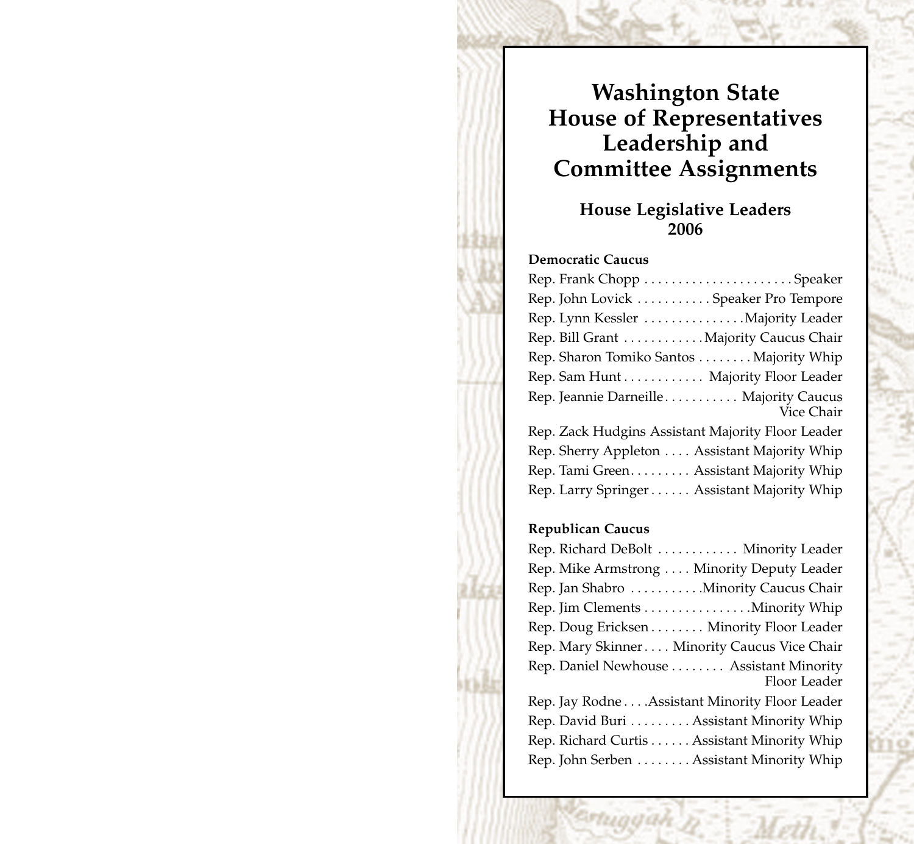# Washington State House of Representatives Leadership and Committee Assignments

## House Legislative Leaders 2006

**Democratic Caucus**

| Name | Position |
|---|---|
| Rep. Frank Chopp | Speaker |
| Rep. John Lovick | Speaker Pro Tempore |
| Rep. Lynn Kessler | Majority Leader |
| Rep. Bill Grant | Majority Caucus Chair |
| Rep. Sharon Tomiko Santos | Majority Whip |
| Rep. Sam Hunt | Majority Floor Leader |
| Rep. Jeannie Darneille | Majority Caucus Vice Chair |
| Rep. Zack Hudgins | Assistant Majority Floor Leader |
| Rep. Sherry Appleton | Assistant Majority Whip |
| Rep. Tami Green | Assistant Majority Whip |
| Rep. Larry Springer | Assistant Majority Whip |

**Republican Caucus**

| Name | Position |
|---|---|
| Rep. Richard DeBolt | Minority Leader |
| Rep. Mike Armstrong | Minority Deputy Leader |
| Rep. Jan Shabro | Minority Caucus Chair |
| Rep. Jim Clements | Minority Whip |
| Rep. Doug Ericksen | Minority Floor Leader |
| Rep. Mary Skinner | Minority Caucus Vice Chair |
| Rep. Daniel Newhouse | Assistant Minority Floor Leader |
| Rep. Jay Rodne | Assistant Minority Floor Leader |
| Rep. David Buri | Assistant Minority Whip |
| Rep. Richard Curtis | Assistant Minority Whip |
| Rep. John Serben | Assistant Minority Whip |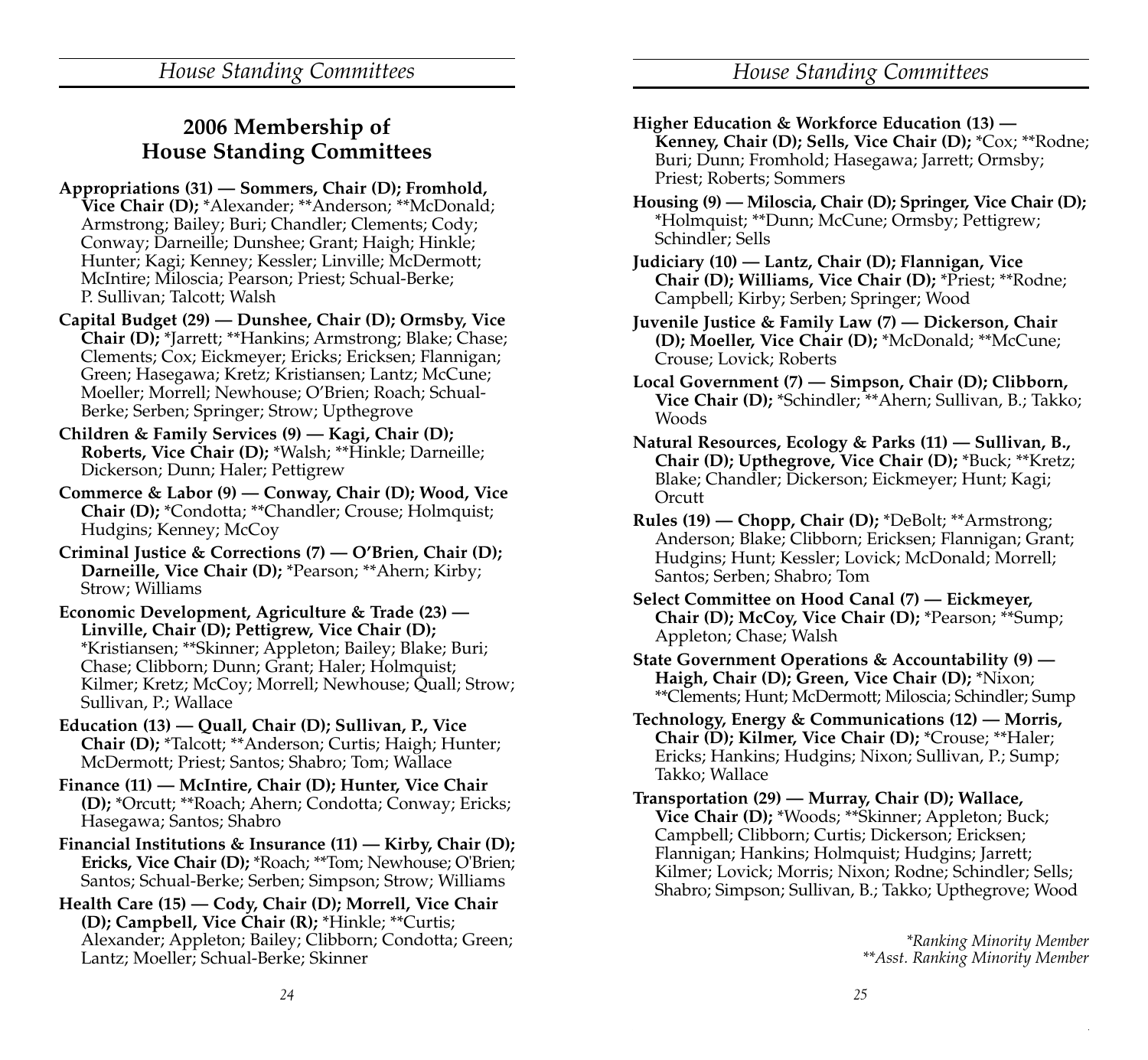## 2006 Membership of House Standing Committees

**Appropriations (31) — Sommers, Chair (D); Fromhold, Vice Chair (D);** *Alexander; **Anderson; **McDonald; Armstrong; Bailey; Buri; Chandler; Clements; Cody; Conway; Darneille; Dunshee; Grant; Haigh; Hinkle; Hunter; Kagi; Kenney; Kessler; Linville; McDermott; McIntire; Miloscia; Pearson; Priest; Schual-Berke; P. Sullivan; Talcott; Walsh

**Capital Budget (29) — Dunshee, Chair (D); Ormsby, Vice Chair (D);** *Jarrett; **Hankins; Armstrong; Blake; Chase; Clements; Cox; Eickmeyer; Ericks; Ericksen; Flannigan; Green; Hasegawa; Kretz; Kristiansen; Lantz; McCune; Moeller; Morrell; Newhouse; O'Brien; Roach; Schual-Berke; Serben; Springer; Strow; Upthegrove

**Children & Family Services (9) — Kagi, Chair (D); Roberts, Vice Chair (D);** *Walsh; **Hinkle; Darneille; Dickerson; Dunn; Haler; Pettigrew

**Commerce & Labor (9) — Conway, Chair (D); Wood, Vice Chair (D);** *Condotta; **Chandler; Crouse; Holmquist; Hudgins; Kenney; McCoy

**Criminal Justice & Corrections (7) — O'Brien, Chair (D); Darneille, Vice Chair (D);** *Pearson; **Ahern; Kirby; Strow; Williams

**Economic Development, Agriculture & Trade (23) — Linville, Chair (D); Pettigrew, Vice Chair (D);** *Kristiansen; **Skinner; Appleton; Bailey; Blake; Buri; Chase; Clibborn; Dunn; Grant; Haler; Holmquist; Kilmer; Kretz; McCoy; Morrell; Newhouse; Quall; Strow; Sullivan, P.; Wallace

**Education (13) — Quall, Chair (D); Sullivan, P., Vice Chair (D);** *Talcott; **Anderson; Curtis; Haigh; Hunter; McDermott; Priest; Santos; Shabro; Tom; Wallace

**Finance (11) — McIntire, Chair (D); Hunter, Vice Chair (D);** *Orcutt; **Roach; Ahern; Condotta; Conway; Ericks; Hasegawa; Santos; Shabro

**Financial Institutions & Insurance (11) — Kirby, Chair (D); Ericks, Vice Chair (D);** *Roach; **Tom; Newhouse; O'Brien; Santos; Schual-Berke; Serben; Simpson; Strow; Williams

**Health Care (15) — Cody, Chair (D); Morrell, Vice Chair (D); Campbell, Vice Chair (R);** *Hinkle; **Curtis; Alexander; Appleton; Bailey; Clibborn; Condotta; Green; Lantz; Moeller; Schual-Berke; Skinner

**Higher Education & Workforce Education (13) — Kenney, Chair (D); Sells, Vice Chair (D);** *Cox; **Rodne; Buri; Dunn; Fromhold; Hasegawa; Jarrett; Ormsby; Priest; Roberts; Sommers

**Housing (9) — Miloscia, Chair (D); Springer, Vice Chair (D);** *Holmquist; **Dunn; McCune; Ormsby; Pettigrew; Schindler; Sells

**Judiciary (10) — Lantz, Chair (D); Flannigan, Vice Chair (D); Williams, Vice Chair (D);** *Priest; **Rodne; Campbell; Kirby; Serben; Springer; Wood

**Juvenile Justice & Family Law (7) — Dickerson, Chair (D); Moeller, Vice Chair (D);** *McDonald; **McCune; Crouse; Lovick; Roberts

**Local Government (7) — Simpson, Chair (D); Clibborn, Vice Chair (D);** *Schindler; **Ahern; Sullivan, B.; Takko; Woods

**Natural Resources, Ecology & Parks (11) — Sullivan, B., Chair (D); Upthegrove, Vice Chair (D);** *Buck; **Kretz; Blake; Chandler; Dickerson; Eickmeyer; Hunt; Kagi; Orcutt

**Rules (19) — Chopp, Chair (D);** *DeBolt; **Armstrong; Anderson; Blake; Clibborn; Ericksen; Flannigan; Grant; Hudgins; Hunt; Kessler; Lovick; McDonald; Morrell; Santos; Serben; Shabro; Tom

**Select Committee on Hood Canal (7) — Eickmeyer, Chair (D); McCoy, Vice Chair (D);** *Pearson; **Sump; Appleton; Chase; Walsh

**State Government Operations & Accountability (9) — Haigh, Chair (D); Green, Vice Chair (D);** *Nixon; **Clements; Hunt; McDermott; Miloscia; Schindler; Sump

**Technology, Energy & Communications (12) — Morris, Chair (D); Kilmer, Vice Chair (D);** *Crouse; **Haler; Ericks; Hankins; Hudgins; Nixon; Sullivan, P.; Sump; Takko; Wallace

**Transportation (29) — Murray, Chair (D); Wallace, Vice Chair (D);** *Woods; **Skinner; Appleton; Buck; Campbell; Clibborn; Curtis; Dickerson; Ericksen; Flannigan; Hankins; Holmquist; Hudgins; Jarrett; Kilmer; Lovick; Morris; Nixon; Rodne; Schindler; Sells; Shabro; Simpson; Sullivan, B.; Takko; Upthegrove; Wood

*\*Ranking Minority Member*
*\*\*Asst. Ranking Minority Member*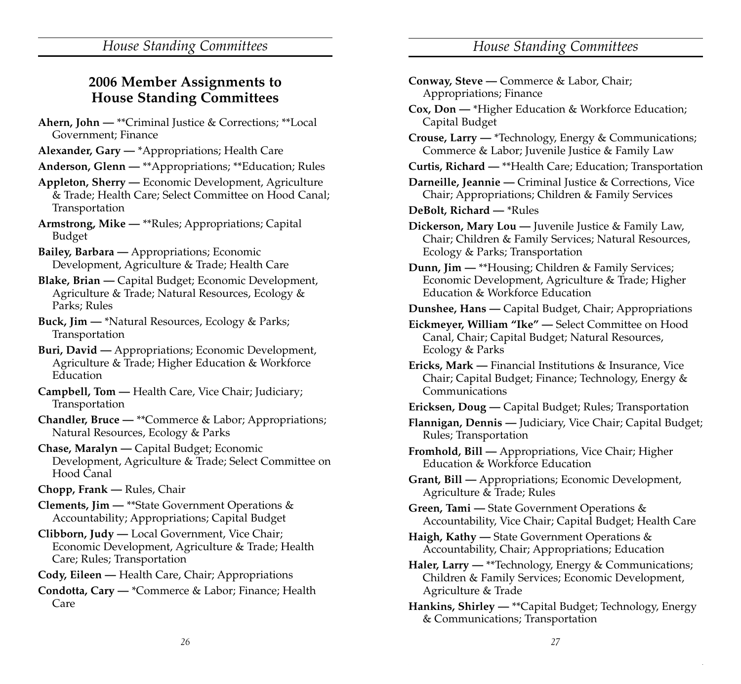## 2006 Member Assignments to House Standing Committees

**Ahern, John —** **Criminal Justice & Corrections; **Local Government; Finance

**Alexander, Gary —** *Appropriations; Health Care

**Anderson, Glenn —** **Appropriations; **Education; Rules

**Appleton, Sherry —** Economic Development, Agriculture & Trade; Health Care; Select Committee on Hood Canal; Transportation

**Armstrong, Mike —** **Rules; Appropriations; Capital Budget

**Bailey, Barbara —** Appropriations; Economic Development, Agriculture & Trade; Health Care

**Blake, Brian —** Capital Budget; Economic Development, Agriculture & Trade; Natural Resources, Ecology & Parks; Rules

**Buck, Jim —** *Natural Resources, Ecology & Parks; Transportation

**Buri, David —** Appropriations; Economic Development, Agriculture & Trade; Higher Education & Workforce Education

**Campbell, Tom —** Health Care, Vice Chair; Judiciary; Transportation

**Chandler, Bruce —** **Commerce & Labor; Appropriations; Natural Resources, Ecology & Parks

**Chase, Maralyn —** Capital Budget; Economic Development, Agriculture & Trade; Select Committee on Hood Canal

**Chopp, Frank —** Rules, Chair

**Clements, Jim —** **State Government Operations & Accountability; Appropriations; Capital Budget

**Clibborn, Judy —** Local Government, Vice Chair; Economic Development, Agriculture & Trade; Health Care; Rules; Transportation

**Cody, Eileen —** Health Care, Chair; Appropriations

**Condotta, Cary —** *Commerce & Labor; Finance; Health Care

**Conway, Steve —** Commerce & Labor, Chair; Appropriations; Finance

**Cox, Don —** *Higher Education & Workforce Education; Capital Budget

**Crouse, Larry —** *Technology, Energy & Communications; Commerce & Labor; Juvenile Justice & Family Law

**Curtis, Richard —** **Health Care; Education; Transportation

**Darneille, Jeannie —** Criminal Justice & Corrections, Vice Chair; Appropriations; Children & Family Services

**DeBolt, Richard —** *Rules

**Dickerson, Mary Lou —** Juvenile Justice & Family Law, Chair; Children & Family Services; Natural Resources, Ecology & Parks; Transportation

**Dunn, Jim —** **Housing; Children & Family Services; Economic Development, Agriculture & Trade; Higher Education & Workforce Education

**Dunshee, Hans —** Capital Budget, Chair; Appropriations

**Eickmeyer, William "Ike" —** Select Committee on Hood Canal, Chair; Capital Budget; Natural Resources, Ecology & Parks

**Ericks, Mark —** Financial Institutions & Insurance, Vice Chair; Capital Budget; Finance; Technology, Energy & Communications

**Ericksen, Doug —** Capital Budget; Rules; Transportation

**Flannigan, Dennis —** Judiciary, Vice Chair; Capital Budget; Rules; Transportation

**Fromhold, Bill —** Appropriations, Vice Chair; Higher Education & Workforce Education

**Grant, Bill —** Appropriations; Economic Development, Agriculture & Trade; Rules

**Green, Tami —** State Government Operations & Accountability, Vice Chair; Capital Budget; Health Care

**Haigh, Kathy —** State Government Operations & Accountability, Chair; Appropriations; Education

**Haler, Larry —** **Technology, Energy & Communications; Children & Family Services; Economic Development, Agriculture & Trade

**Hankins, Shirley —** **Capital Budget; Technology, Energy & Communications; Transportation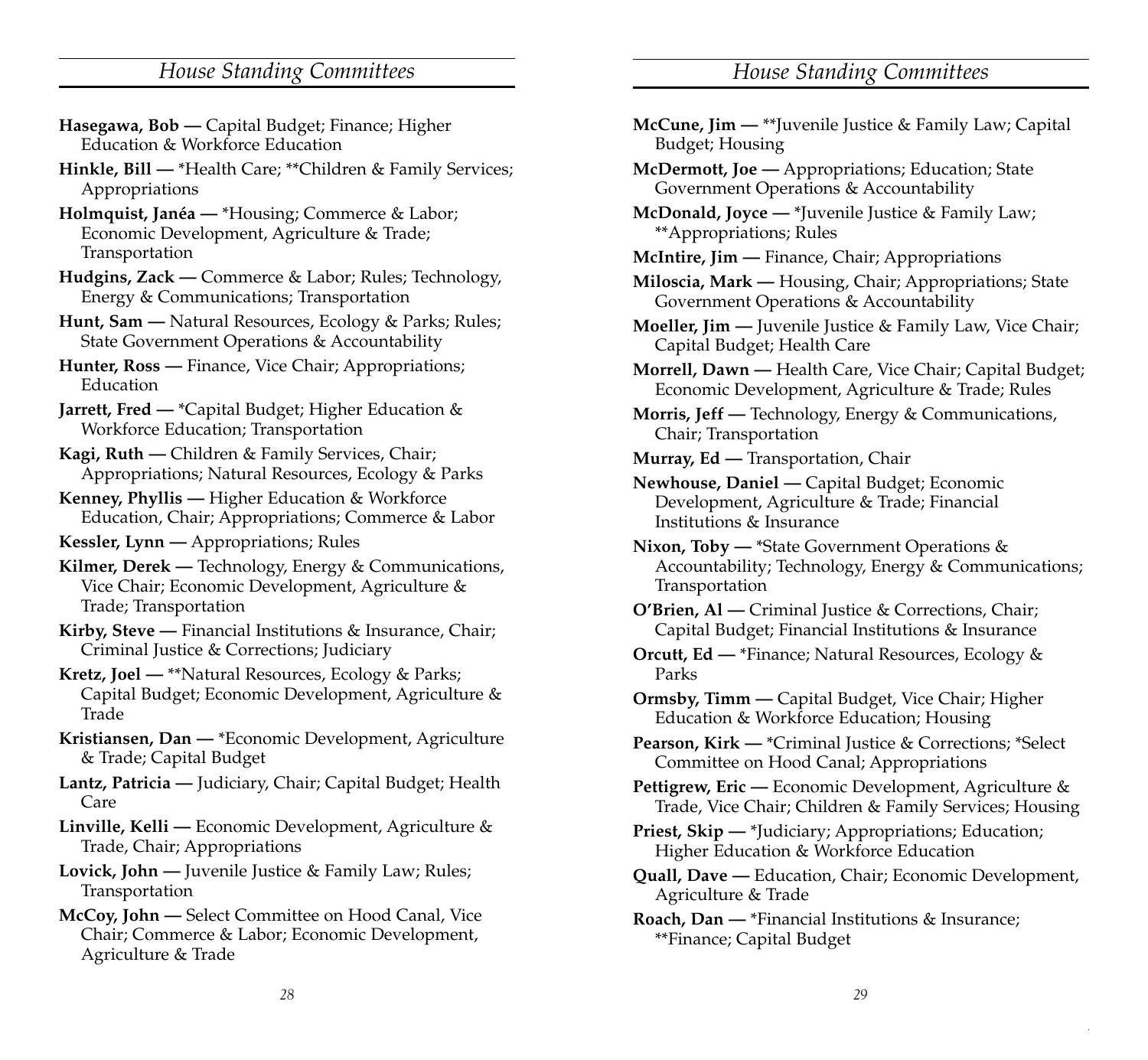## House Standing Committees

**Hasegawa, Bob —** Capital Budget; Finance; Higher Education & Workforce Education

**Hinkle, Bill —** *Health Care; **Children & Family Services; Appropriations

**Holmquist, Janéa —** *Housing; Commerce & Labor; Economic Development, Agriculture & Trade; Transportation

**Hudgins, Zack —** Commerce & Labor; Rules; Technology, Energy & Communications; Transportation

**Hunt, Sam —** Natural Resources, Ecology & Parks; Rules; State Government Operations & Accountability

**Hunter, Ross —** Finance, Vice Chair; Appropriations; Education

**Jarrett, Fred —** *Capital Budget; Higher Education & Workforce Education; Transportation

**Kagi, Ruth —** Children & Family Services, Chair; Appropriations; Natural Resources, Ecology & Parks

**Kenney, Phyllis —** Higher Education & Workforce Education, Chair; Appropriations; Commerce & Labor

**Kessler, Lynn —** Appropriations; Rules

**Kilmer, Derek —** Technology, Energy & Communications, Vice Chair; Economic Development, Agriculture & Trade; Transportation

**Kirby, Steve —** Financial Institutions & Insurance, Chair; Criminal Justice & Corrections; Judiciary

**Kretz, Joel —** **Natural Resources, Ecology & Parks; Capital Budget; Economic Development, Agriculture & Trade

**Kristiansen, Dan —** *Economic Development, Agriculture & Trade; Capital Budget

**Lantz, Patricia —** Judiciary, Chair; Capital Budget; Health Care

**Linville, Kelli —** Economic Development, Agriculture & Trade, Chair; Appropriations

**Lovick, John —** Juvenile Justice & Family Law; Rules; Transportation

**McCoy, John —** Select Committee on Hood Canal, Vice Chair; Commerce & Labor; Economic Development, Agriculture & Trade

**McCune, Jim —** **Juvenile Justice & Family Law; Capital Budget; Housing

**McDermott, Joe —** Appropriations; Education; State Government Operations & Accountability

**McDonald, Joyce —** *Juvenile Justice & Family Law; **Appropriations; Rules

**McIntire, Jim —** Finance, Chair; Appropriations

**Miloscia, Mark —** Housing, Chair; Appropriations; State Government Operations & Accountability

**Moeller, Jim —** Juvenile Justice & Family Law, Vice Chair; Capital Budget; Health Care

**Morrell, Dawn —** Health Care, Vice Chair; Capital Budget; Economic Development, Agriculture & Trade; Rules

**Morris, Jeff —** Technology, Energy & Communications, Chair; Transportation

**Murray, Ed —** Transportation, Chair

**Newhouse, Daniel —** Capital Budget; Economic Development, Agriculture & Trade; Financial Institutions & Insurance

**Nixon, Toby —** *State Government Operations & Accountability; Technology, Energy & Communications; Transportation

**O'Brien, Al —** Criminal Justice & Corrections, Chair; Capital Budget; Financial Institutions & Insurance

**Orcutt, Ed —** *Finance; Natural Resources, Ecology & Parks

**Ormsby, Timm —** Capital Budget, Vice Chair; Higher Education & Workforce Education; Housing

**Pearson, Kirk —** *Criminal Justice & Corrections; *Select Committee on Hood Canal; Appropriations

**Pettigrew, Eric —** Economic Development, Agriculture & Trade, Vice Chair; Children & Family Services; Housing

**Priest, Skip —** *Judiciary; Appropriations; Education; Higher Education & Workforce Education

**Quall, Dave —** Education, Chair; Economic Development, Agriculture & Trade

**Roach, Dan —** *Financial Institutions & Insurance; **Finance; Capital Budget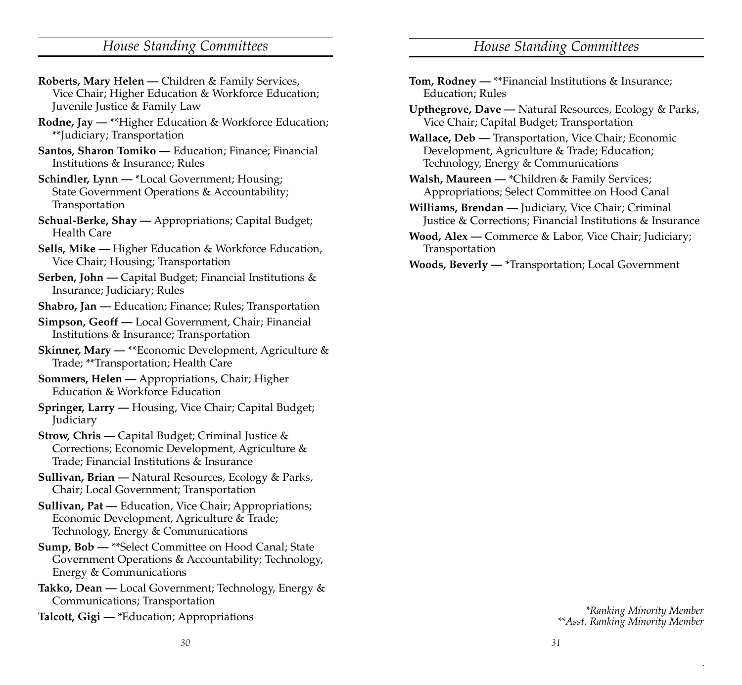## House Standing Committees

**Roberts, Mary Helen —** Children & Family Services, Vice Chair; Higher Education & Workforce Education; Juvenile Justice & Family Law

**Rodne, Jay —** **Higher Education & Workforce Education; **Judiciary; Transportation

**Santos, Sharon Tomiko —** Education; Finance; Financial Institutions & Insurance; Rules

**Schindler, Lynn —** *Local Government; Housing; State Government Operations & Accountability; Transportation

**Schual-Berke, Shay —** Appropriations; Capital Budget; Health Care

**Sells, Mike —** Higher Education & Workforce Education, Vice Chair; Housing; Transportation

**Serben, John —** Capital Budget; Financial Institutions & Insurance; Judiciary; Rules

**Shabro, Jan —** Education; Finance; Rules; Transportation

**Simpson, Geoff —** Local Government, Chair; Financial Institutions & Insurance; Transportation

**Skinner, Mary —** **Economic Development, Agriculture & Trade; **Transportation; Health Care

**Sommers, Helen —** Appropriations, Chair; Higher Education & Workforce Education

**Springer, Larry —** Housing, Vice Chair; Capital Budget; Judiciary

**Strow, Chris —** Capital Budget; Criminal Justice & Corrections; Economic Development, Agriculture & Trade; Financial Institutions & Insurance

**Sullivan, Brian —** Natural Resources, Ecology & Parks, Chair; Local Government; Transportation

**Sullivan, Pat —** Education, Vice Chair; Appropriations; Economic Development, Agriculture & Trade; Technology, Energy & Communications

**Sump, Bob —** **Select Committee on Hood Canal; State Government Operations & Accountability; Technology, Energy & Communications

**Takko, Dean —** Local Government; Technology, Energy & Communications; Transportation

**Talcott, Gigi —** *Education; Appropriations

**Tom, Rodney —** **Financial Institutions & Insurance; Education; Rules

**Upthegrove, Dave —** Natural Resources, Ecology & Parks, Vice Chair; Capital Budget; Transportation

**Wallace, Deb —** Transportation, Vice Chair; Economic Development, Agriculture & Trade; Education; Technology, Energy & Communications

**Walsh, Maureen —** *Children & Family Services; Appropriations; Select Committee on Hood Canal

**Williams, Brendan —** Judiciary, Vice Chair; Criminal Justice & Corrections; Financial Institutions & Insurance

**Wood, Alex —** Commerce & Labor, Vice Chair; Judiciary; Transportation

**Woods, Beverly —** *Transportation; Local Government

*\*Ranking Minority Member*
*\*\*Asst. Ranking Minority Member*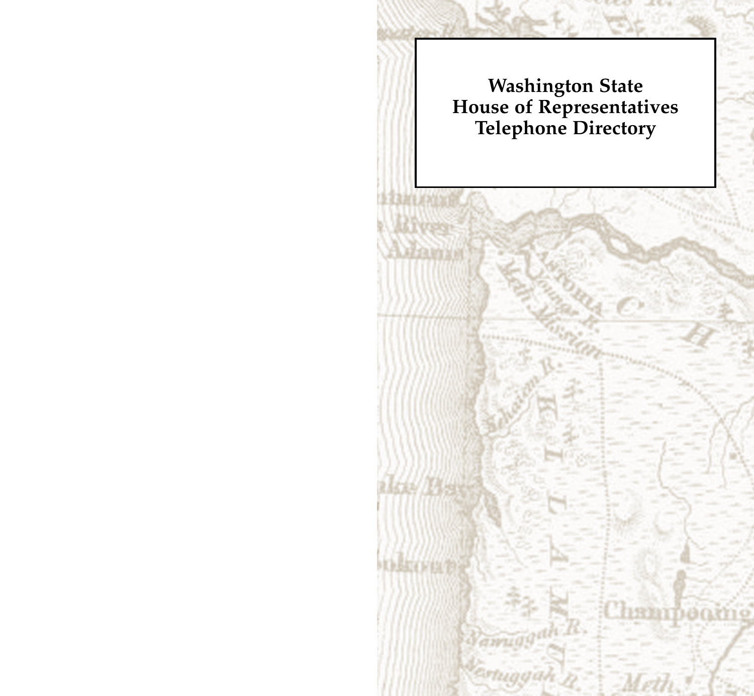# Washington State House of Representatives Telephone Directory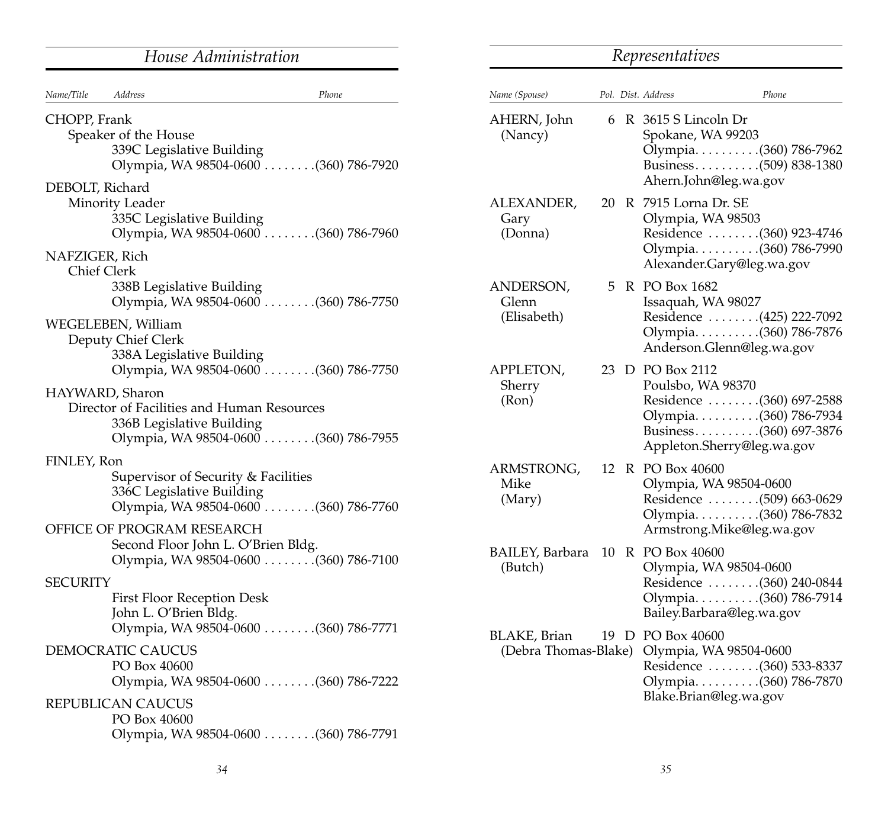## House Administration

| Name/Title | Address | Phone |
|---|---|---|
| CHOPP, Frank<br>Speaker of the House | 339C Legislative Building<br>Olympia, WA 98504-0600 | (360) 786-7920 |
| DEBOLT, Richard<br>Minority Leader | 335C Legislative Building<br>Olympia, WA 98504-0600 | (360) 786-7960 |
| NAFZIGER, Rich<br>Chief Clerk | 338B Legislative Building<br>Olympia, WA 98504-0600 | (360) 786-7750 |
| WEGELEBEN, William<br>Deputy Chief Clerk | 338A Legislative Building<br>Olympia, WA 98504-0600 | (360) 786-7750 |
| HAYWARD, Sharon<br>Director of Facilities and Human Resources | 336B Legislative Building<br>Olympia, WA 98504-0600 | (360) 786-7955 |
| FINLEY, Ron | Supervisor of Security & Facilities<br>336C Legislative Building<br>Olympia, WA 98504-0600 | (360) 786-7760 |
| OFFICE OF PROGRAM RESEARCH | Second Floor John L. O'Brien Bldg.<br>Olympia, WA 98504-0600 | (360) 786-7100 |
| SECURITY | First Floor Reception Desk<br>John L. O'Brien Bldg.<br>Olympia, WA 98504-0600 | (360) 786-7771 |
| DEMOCRATIC CAUCUS | PO Box 40600<br>Olympia, WA 98504-0600 | (360) 786-7222 |
| REPUBLICAN CAUCUS | PO Box 40600<br>Olympia, WA 98504-0600 | (360) 786-7791 |

## Representatives

| Name (Spouse) | Pol. Dist. | | Address | Phone |
|---|---|---|---|---|
| AHERN, John (Nancy) | 6 | R | 3615 S Lincoln Dr<br>Spokane, WA 99203<br>Olympia<br>Business<br>Ahern.John@leg.wa.gov | <br><br>(360) 786-7962<br>(509) 838-1380 |
| ALEXANDER, Gary (Donna) | 20 | R | 7915 Lorna Dr. SE<br>Olympia, WA 98503<br>Residence<br>Olympia<br>Alexander.Gary@leg.wa.gov | <br><br>(360) 923-4746<br>(360) 786-7990 |
| ANDERSON, Glenn (Elisabeth) | 5 | R | PO Box 1682<br>Issaquah, WA 98027<br>Residence<br>Olympia<br>Anderson.Glenn@leg.wa.gov | <br><br>(425) 222-7092<br>(360) 786-7876 |
| APPLETON, Sherry (Ron) | 23 | D | PO Box 2112<br>Poulsbo, WA 98370<br>Residence<br>Olympia<br>Business<br>Appleton.Sherry@leg.wa.gov | <br><br>(360) 697-2588<br>(360) 786-7934<br>(360) 697-3876 |
| ARMSTRONG, Mike (Mary) | 12 | R | PO Box 40600<br>Olympia, WA 98504-0600<br>Residence<br>Olympia<br>Armstrong.Mike@leg.wa.gov | <br><br>(509) 663-0629<br>(360) 786-7832 |
| BAILEY, Barbara (Butch) | 10 | R | PO Box 40600<br>Olympia, WA 98504-0600<br>Residence<br>Olympia<br>Bailey.Barbara@leg.wa.gov | <br><br>(360) 240-0844<br>(360) 786-7914 |
| BLAKE, Brian (Debra Thomas-Blake) | 19 | D | PO Box 40600<br>Olympia, WA 98504-0600<br>Residence<br>Olympia<br>Blake.Brian@leg.wa.gov | <br><br>(360) 533-8337<br>(360) 786-7870 |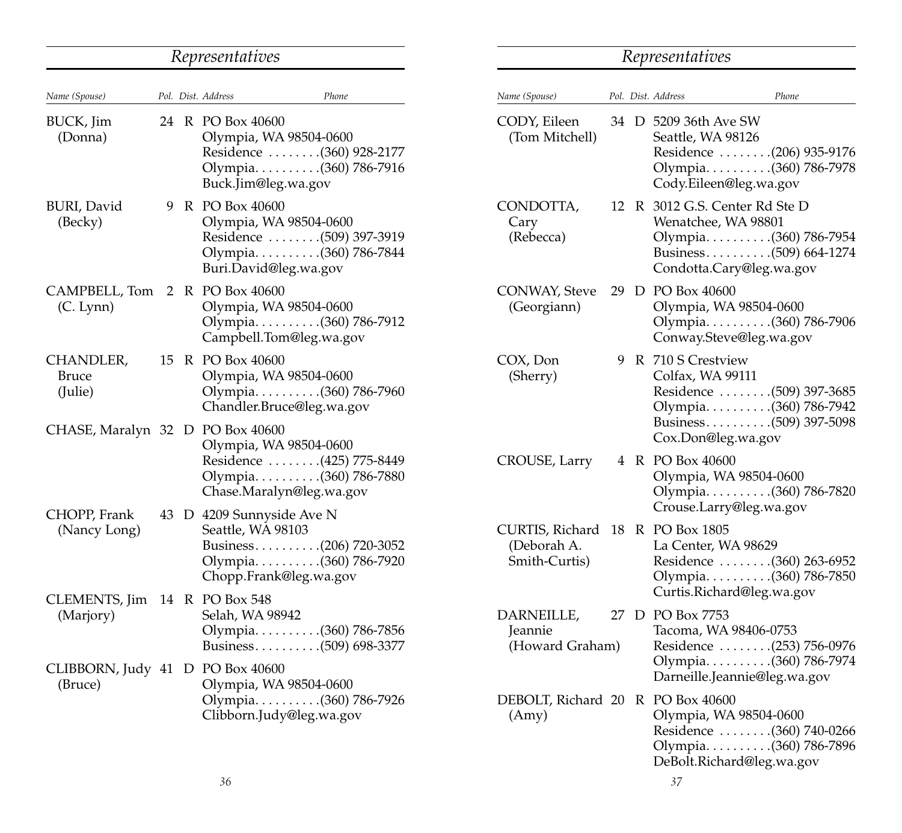## Representatives

| Name (Spouse) | Pol. | Dist. | Address | Phone |
|---|---|---|---|---|
| BUCK, Jim (Donna) | 24 | R | PO Box 40600<br>Olympia, WA 98504-0600<br>Residence (360) 928-2177<br>Olympia (360) 786-7916<br>Buck.Jim@leg.wa.gov | |
| BURI, David (Becky) | 9 | R | PO Box 40600<br>Olympia, WA 98504-0600<br>Residence (509) 397-3919<br>Olympia (360) 786-7844<br>Buri.David@leg.wa.gov | |
| CAMPBELL, Tom (C. Lynn) | 2 | R | PO Box 40600<br>Olympia, WA 98504-0600<br>Olympia (360) 786-7912<br>Campbell.Tom@leg.wa.gov | |
| CHANDLER, Bruce (Julie) | 15 | R | PO Box 40600<br>Olympia, WA 98504-0600<br>Olympia (360) 786-7960<br>Chandler.Bruce@leg.wa.gov | |
| CHASE, Maralyn | 32 | D | PO Box 40600<br>Olympia, WA 98504-0600<br>Residence (425) 775-8449<br>Olympia (360) 786-7880<br>Chase.Maralyn@leg.wa.gov | |
| CHOPP, Frank (Nancy Long) | 43 | D | 4209 Sunnyside Ave N<br>Seattle, WA 98103<br>Business (206) 720-3052<br>Olympia (360) 786-7920<br>Chopp.Frank@leg.wa.gov | |
| CLEMENTS, Jim (Marjory) | 14 | R | PO Box 548<br>Selah, WA 98942<br>Olympia (360) 786-7856<br>Business (509) 698-3377 | |
| CLIBBORN, Judy (Bruce) | 41 | D | PO Box 40600<br>Olympia, WA 98504-0600<br>Olympia (360) 786-7926<br>Clibborn.Judy@leg.wa.gov | |

## Representatives

| Name (Spouse) | Pol. | Dist. | Address | Phone |
|---|---|---|---|---|
| CODY, Eileen (Tom Mitchell) | 34 | D | 5209 36th Ave SW<br>Seattle, WA 98126<br>Residence (206) 935-9176<br>Olympia (360) 786-7978<br>Cody.Eileen@leg.wa.gov | |
| CONDOTTA, Cary (Rebecca) | 12 | R | 3012 G.S. Center Rd Ste D<br>Wenatchee, WA 98801<br>Olympia (360) 786-7954<br>Business (509) 664-1274<br>Condotta.Cary@leg.wa.gov | |
| CONWAY, Steve (Georgiann) | 29 | D | PO Box 40600<br>Olympia, WA 98504-0600<br>Olympia (360) 786-7906<br>Conway.Steve@leg.wa.gov | |
| COX, Don (Sherry) | 9 | R | 710 S Crestview<br>Colfax, WA 99111<br>Residence (509) 397-3685<br>Olympia (360) 786-7942<br>Business (509) 397-5098<br>Cox.Don@leg.wa.gov | |
| CROUSE, Larry | 4 | R | PO Box 40600<br>Olympia, WA 98504-0600<br>Olympia (360) 786-7820<br>Crouse.Larry@leg.wa.gov | |
| CURTIS, Richard (Deborah A. Smith-Curtis) | 18 | R | PO Box 1805<br>La Center, WA 98629<br>Residence (360) 263-6952<br>Olympia (360) 786-7850<br>Curtis.Richard@leg.wa.gov | |
| DARNEILLE, Jeannie (Howard Graham) | 27 | D | PO Box 7753<br>Tacoma, WA 98406-0753<br>Residence (253) 756-0976<br>Olympia (360) 786-7974<br>Darneille.Jeannie@leg.wa.gov | |
| DEBOLT, Richard (Amy) | 20 | R | PO Box 40600<br>Olympia, WA 98504-0600<br>Residence (360) 740-0266<br>Olympia (360) 786-7896<br>DeBolt.Richard@leg.wa.gov | |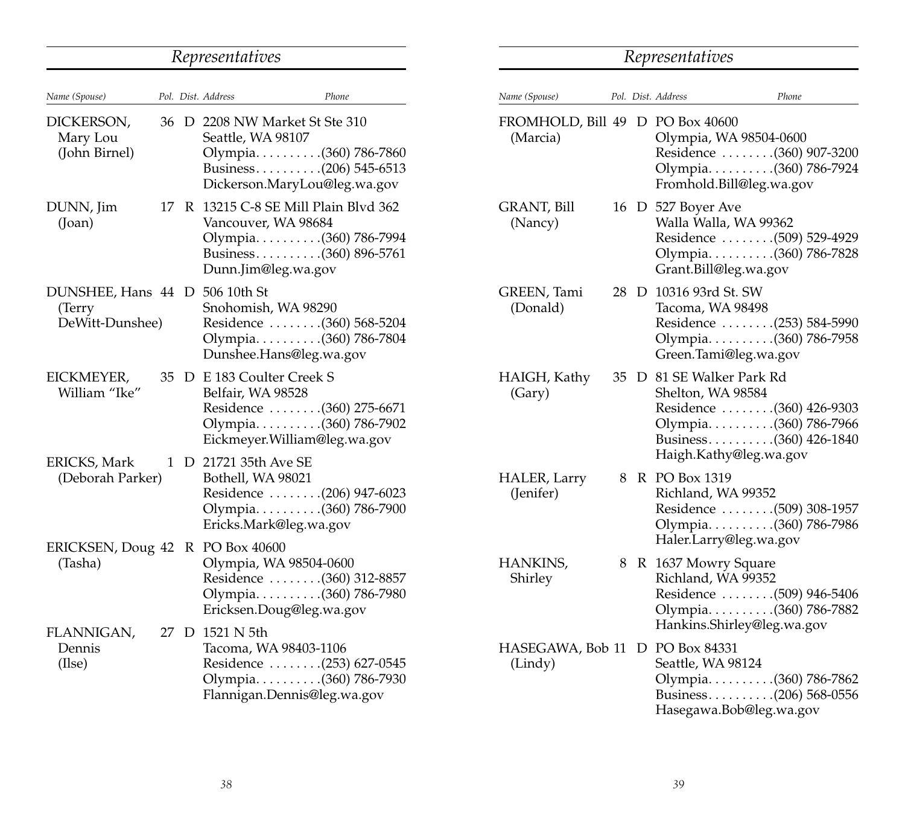## Representatives

| Name (Spouse) | Pol. | Dist. | Address | Phone |
|---|---|---|---|---|
| DICKERSON, Mary Lou (John Birnel) | 36 | D | 2208 NW Market St Ste 310<br>Seattle, WA 98107<br>Olympia (360) 786-7860<br>Business (206) 545-6513<br>Dickerson.MaryLou@leg.wa.gov | |
| DUNN, Jim (Joan) | 17 | R | 13215 C-8 SE Mill Plain Blvd 362<br>Vancouver, WA 98684<br>Olympia (360) 786-7994<br>Business (360) 896-5761<br>Dunn.Jim@leg.wa.gov | |
| DUNSHEE, Hans (Terry DeWitt-Dunshee) | 44 | D | 506 10th St<br>Snohomish, WA 98290<br>Residence (360) 568-5204<br>Olympia (360) 786-7804<br>Dunshee.Hans@leg.wa.gov | |
| EICKMEYER, William "Ike" | 35 | D | E 183 Coulter Creek S<br>Belfair, WA 98528<br>Residence (360) 275-6671<br>Olympia (360) 786-7902<br>Eickmeyer.William@leg.wa.gov | |
| ERICKS, Mark (Deborah Parker) | 1 | D | 21721 35th Ave SE<br>Bothell, WA 98021<br>Residence (206) 947-6023<br>Olympia (360) 786-7900<br>Ericks.Mark@leg.wa.gov | |
| ERICKSEN, Doug (Tasha) | 42 | R | PO Box 40600<br>Olympia, WA 98504-0600<br>Residence (360) 312-8857<br>Olympia (360) 786-7980<br>Ericksen.Doug@leg.wa.gov | |
| FLANNIGAN, Dennis (Ilse) | 27 | D | 1521 N 5th<br>Tacoma, WA 98403-1106<br>Residence (253) 627-0545<br>Olympia (360) 786-7930<br>Flannigan.Dennis@leg.wa.gov | |

## Representatives

| Name (Spouse) | Pol. | Dist. | Address | Phone |
|---|---|---|---|---|
| FROMHOLD, Bill (Marcia) | 49 | D | PO Box 40600<br>Olympia, WA 98504-0600<br>Residence (360) 907-3200<br>Olympia (360) 786-7924<br>Fromhold.Bill@leg.wa.gov | |
| GRANT, Bill (Nancy) | 16 | D | 527 Boyer Ave<br>Walla Walla, WA 99362<br>Residence (509) 529-4929<br>Olympia (360) 786-7828<br>Grant.Bill@leg.wa.gov | |
| GREEN, Tami (Donald) | 28 | D | 10316 93rd St. SW<br>Tacoma, WA 98498<br>Residence (253) 584-5990<br>Olympia (360) 786-7958<br>Green.Tami@leg.wa.gov | |
| HAIGH, Kathy (Gary) | 35 | D | 81 SE Walker Park Rd<br>Shelton, WA 98584<br>Residence (360) 426-9303<br>Olympia (360) 786-7966<br>Business (360) 426-1840<br>Haigh.Kathy@leg.wa.gov | |
| HALER, Larry (Jenifer) | 8 | R | PO Box 1319<br>Richland, WA 99352<br>Residence (509) 308-1957<br>Olympia (360) 786-7986<br>Haler.Larry@leg.wa.gov | |
| HANKINS, Shirley | 8 | R | 1637 Mowry Square<br>Richland, WA 99352<br>Residence (509) 946-5406<br>Olympia (360) 786-7882<br>Hankins.Shirley@leg.wa.gov | |
| HASEGAWA, Bob (Lindy) | 11 | D | PO Box 84331<br>Seattle, WA 98124<br>Olympia (360) 786-7862<br>Business (206) 568-0556<br>Hasegawa.Bob@leg.wa.gov | |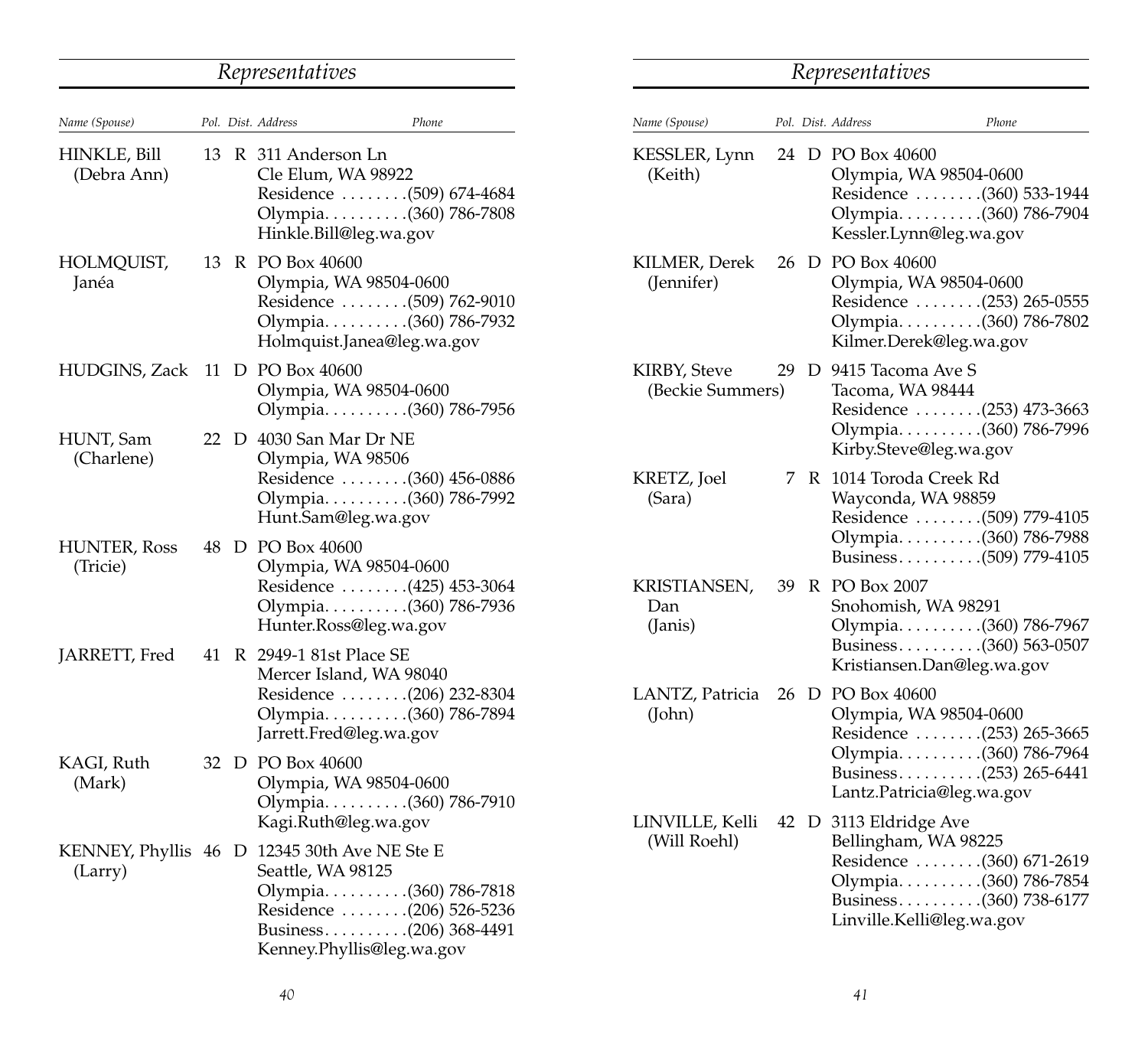## Representatives

| Name (Spouse) | Pol. Dist. | | Address | Phone |
|---|---|---|---|---|
| HINKLE, Bill (Debra Ann) | 13 | R | 311 Anderson Ln<br>Cle Elum, WA 98922<br>Residence . . . . . . . .(509) 674-4684<br>Olympia. . . . . . . . . .(360) 786-7808<br>Hinkle.Bill@leg.wa.gov | |
| HOLMQUIST, Janéa | 13 | R | PO Box 40600<br>Olympia, WA 98504-0600<br>Residence . . . . . . . .(509) 762-9010<br>Olympia. . . . . . . . . .(360) 786-7932<br>Holmquist.Janea@leg.wa.gov | |
| HUDGINS, Zack | 11 | D | PO Box 40600<br>Olympia, WA 98504-0600<br>Olympia. . . . . . . . . .(360) 786-7956 | |
| HUNT, Sam (Charlene) | 22 | D | 4030 San Mar Dr NE<br>Olympia, WA 98506<br>Residence . . . . . . . .(360) 456-0886<br>Olympia. . . . . . . . . .(360) 786-7992<br>Hunt.Sam@leg.wa.gov | |
| HUNTER, Ross (Tricie) | 48 | D | PO Box 40600<br>Olympia, WA 98504-0600<br>Residence . . . . . . . .(425) 453-3064<br>Olympia. . . . . . . . . .(360) 786-7936<br>Hunter.Ross@leg.wa.gov | |
| JARRETT, Fred | 41 | R | 2949-1 81st Place SE<br>Mercer Island, WA 98040<br>Residence . . . . . . . .(206) 232-8304<br>Olympia. . . . . . . . . .(360) 786-7894<br>Jarrett.Fred@leg.wa.gov | |
| KAGI, Ruth (Mark) | 32 | D | PO Box 40600<br>Olympia, WA 98504-0600<br>Olympia. . . . . . . . . .(360) 786-7910<br>Kagi.Ruth@leg.wa.gov | |
| KENNEY, Phyllis (Larry) | 46 | D | 12345 30th Ave NE Ste E<br>Seattle, WA 98125<br>Olympia. . . . . . . . . .(360) 786-7818<br>Residence . . . . . . . .(206) 526-5236<br>Business. . . . . . . . . .(206) 368-4491<br>Kenney.Phyllis@leg.wa.gov | |

## Representatives

| Name (Spouse) | Pol. Dist. | | Address | Phone |
|---|---|---|---|---|
| KESSLER, Lynn (Keith) | 24 | D | PO Box 40600<br>Olympia, WA 98504-0600<br>Residence . . . . . . . .(360) 533-1944<br>Olympia. . . . . . . . . .(360) 786-7904<br>Kessler.Lynn@leg.wa.gov | |
| KILMER, Derek (Jennifer) | 26 | D | PO Box 40600<br>Olympia, WA 98504-0600<br>Residence . . . . . . . .(253) 265-0555<br>Olympia. . . . . . . . . .(360) 786-7802<br>Kilmer.Derek@leg.wa.gov | |
| KIRBY, Steve (Beckie Summers) | 29 | D | 9415 Tacoma Ave S<br>Tacoma, WA 98444<br>Residence . . . . . . . .(253) 473-3663<br>Olympia. . . . . . . . . .(360) 786-7996<br>Kirby.Steve@leg.wa.gov | |
| KRETZ, Joel (Sara) | 7 | R | 1014 Toroda Creek Rd<br>Wayconda, WA 98859<br>Residence . . . . . . . .(509) 779-4105<br>Olympia. . . . . . . . . .(360) 786-7988<br>Business. . . . . . . . . .(509) 779-4105 | |
| KRISTIANSEN, Dan (Janis) | 39 | R | PO Box 2007<br>Snohomish, WA 98291<br>Olympia. . . . . . . . . .(360) 786-7967<br>Business. . . . . . . . . .(360) 563-0507<br>Kristiansen.Dan@leg.wa.gov | |
| LANTZ, Patricia (John) | 26 | D | PO Box 40600<br>Olympia, WA 98504-0600<br>Residence . . . . . . . .(253) 265-3665<br>Olympia. . . . . . . . . .(360) 786-7964<br>Business. . . . . . . . . .(253) 265-6441<br>Lantz.Patricia@leg.wa.gov | |
| LINVILLE, Kelli (Will Roehl) | 42 | D | 3113 Eldridge Ave<br>Bellingham, WA 98225<br>Residence . . . . . . . .(360) 671-2619<br>Olympia. . . . . . . . . .(360) 786-7854<br>Business. . . . . . . . . .(360) 738-6177<br>Linville.Kelli@leg.wa.gov | |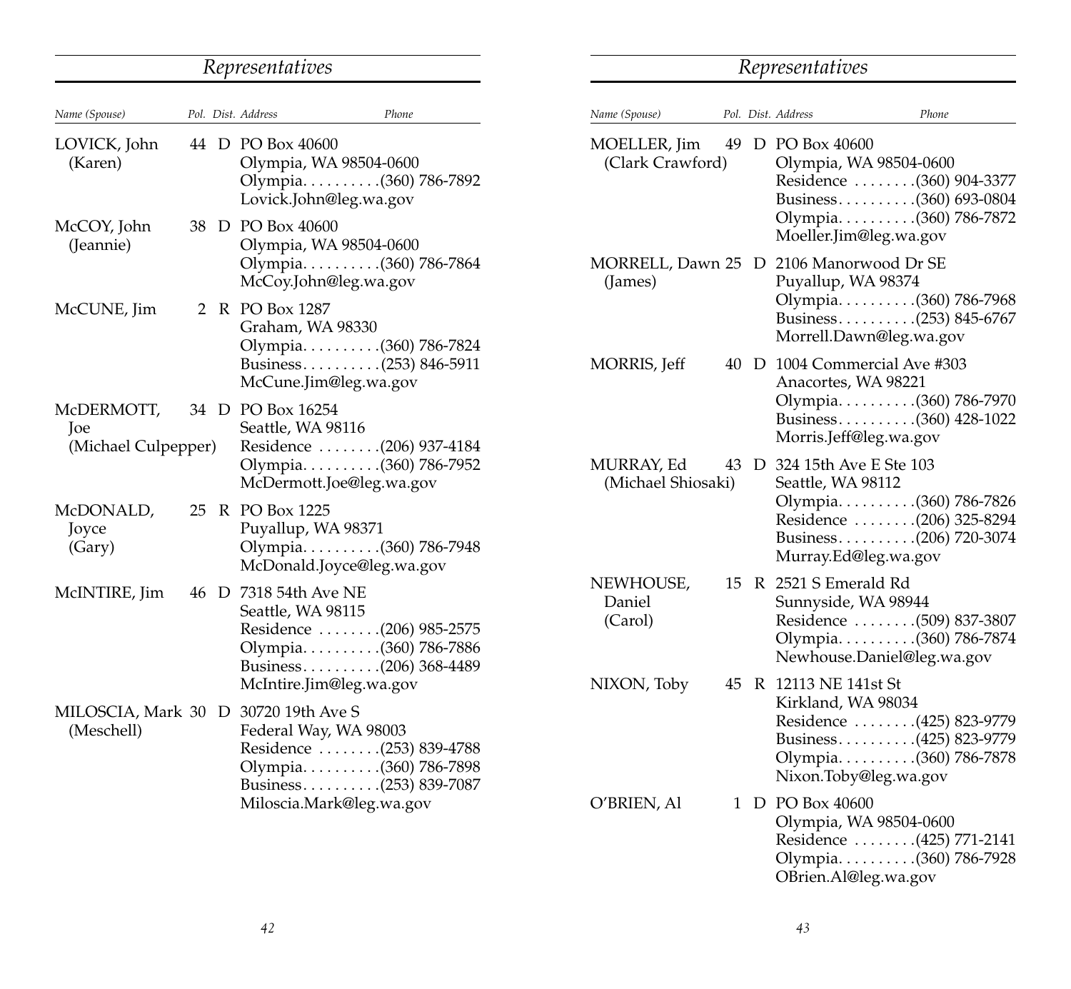## Representatives

| Name (Spouse) | Pol. | Dist. | Address | Phone |
|---|---|---|---|---|
| LOVICK, John (Karen) | 44 | D | PO Box 40600<br>Olympia, WA 98504-0600<br>Olympia . . . . . . . . . . (360) 786-7892<br>Lovick.John@leg.wa.gov | |
| McCOY, John (Jeannie) | 38 | D | PO Box 40600<br>Olympia, WA 98504-0600<br>Olympia . . . . . . . . . . (360) 786-7864<br>McCoy.John@leg.wa.gov | |
| McCUNE, Jim | 2 | R | PO Box 1287<br>Graham, WA 98330<br>Olympia . . . . . . . . . . (360) 786-7824<br>Business . . . . . . . . . . (253) 846-5911<br>McCune.Jim@leg.wa.gov | |
| McDERMOTT, Joe (Michael Culpepper) | 34 | D | PO Box 16254<br>Seattle, WA 98116<br>Residence . . . . . . . . (206) 937-4184<br>Olympia . . . . . . . . . . (360) 786-7952<br>McDermott.Joe@leg.wa.gov | |
| McDONALD, Joyce (Gary) | 25 | R | PO Box 1225<br>Puyallup, WA 98371<br>Olympia . . . . . . . . . . (360) 786-7948<br>McDonald.Joyce@leg.wa.gov | |
| McINTIRE, Jim | 46 | D | 7318 54th Ave NE<br>Seattle, WA 98115<br>Residence . . . . . . . . (206) 985-2575<br>Olympia . . . . . . . . . . (360) 786-7886<br>Business . . . . . . . . . . (206) 368-4489<br>McIntire.Jim@leg.wa.gov | |
| MILOSCIA, Mark (Meschell) | 30 | D | 30720 19th Ave S<br>Federal Way, WA 98003<br>Residence . . . . . . . . (253) 839-4788<br>Olympia . . . . . . . . . . (360) 786-7898<br>Business . . . . . . . . . . (253) 839-7087<br>Miloscia.Mark@leg.wa.gov | |

## Representatives

| Name (Spouse) | Pol. | Dist. | Address | Phone |
|---|---|---|---|---|
| MOELLER, Jim (Clark Crawford) | 49 | D | PO Box 40600<br>Olympia, WA 98504-0600<br>Residence . . . . . . . . (360) 904-3377<br>Business . . . . . . . . . . (360) 693-0804<br>Olympia . . . . . . . . . . (360) 786-7872<br>Moeller.Jim@leg.wa.gov | |
| MORRELL, Dawn (James) | 25 | D | 2106 Manorwood Dr SE<br>Puyallup, WA 98374<br>Olympia . . . . . . . . . . (360) 786-7968<br>Business . . . . . . . . . . (253) 845-6767<br>Morrell.Dawn@leg.wa.gov | |
| MORRIS, Jeff | 40 | D | 1004 Commercial Ave #303<br>Anacortes, WA 98221<br>Olympia . . . . . . . . . . (360) 786-7970<br>Business . . . . . . . . . . (360) 428-1022<br>Morris.Jeff@leg.wa.gov | |
| MURRAY, Ed (Michael Shiosaki) | 43 | D | 324 15th Ave E Ste 103<br>Seattle, WA 98112<br>Olympia . . . . . . . . . . (360) 786-7826<br>Residence . . . . . . . . (206) 325-8294<br>Business . . . . . . . . . . (206) 720-3074<br>Murray.Ed@leg.wa.gov | |
| NEWHOUSE, Daniel (Carol) | 15 | R | 2521 S Emerald Rd<br>Sunnyside, WA 98944<br>Residence . . . . . . . . (509) 837-3807<br>Olympia . . . . . . . . . . (360) 786-7874<br>Newhouse.Daniel@leg.wa.gov | |
| NIXON, Toby | 45 | R | 12113 NE 141st St<br>Kirkland, WA 98034<br>Residence . . . . . . . . (425) 823-9779<br>Business . . . . . . . . . . (425) 823-9779<br>Olympia . . . . . . . . . . (360) 786-7878<br>Nixon.Toby@leg.wa.gov | |
| O'BRIEN, Al | 1 | D | PO Box 40600<br>Olympia, WA 98504-0600<br>Residence . . . . . . . . (425) 771-2141<br>Olympia . . . . . . . . . . (360) 786-7928<br>OBrien.Al@leg.wa.gov | |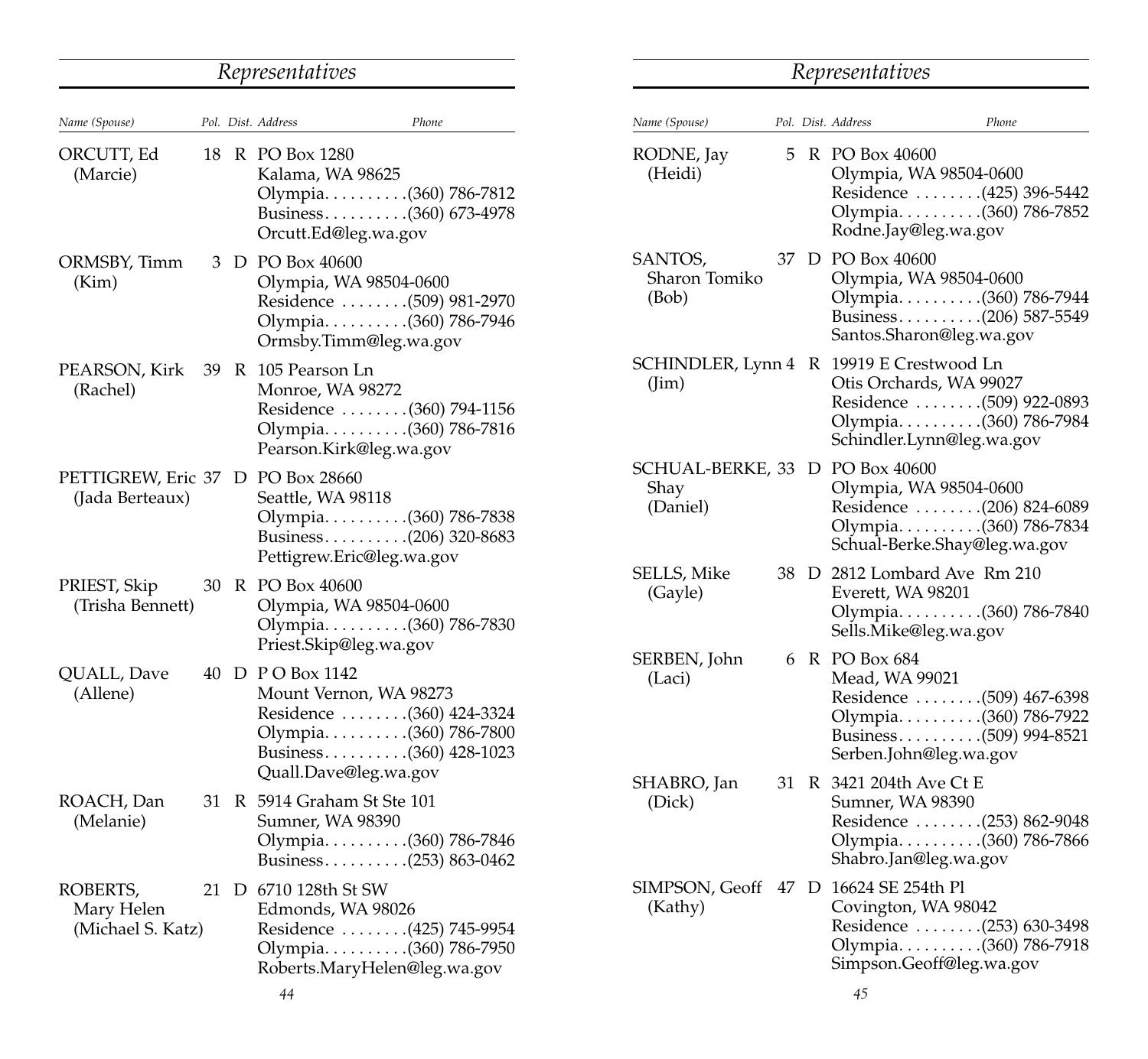## Representatives

| Name (Spouse) | Pol. | Dist. | Address | Phone |
|---|---|---|---|---|
| ORCUTT, Ed (Marcie) | 18 | R | PO Box 1280<br>Kalama, WA 98625<br>Olympia<br>Business<br>Orcutt.Ed@leg.wa.gov | <br><br>(360) 786-7812<br>(360) 673-4978 |
| ORMSBY, Timm (Kim) | 3 | D | PO Box 40600<br>Olympia, WA 98504-0600<br>Residence<br>Olympia<br>Ormsby.Timm@leg.wa.gov | <br><br>(509) 981-2970<br>(360) 786-7946 |
| PEARSON, Kirk (Rachel) | 39 | R | 105 Pearson Ln<br>Monroe, WA 98272<br>Residence<br>Olympia<br>Pearson.Kirk@leg.wa.gov | <br><br>(360) 794-1156<br>(360) 786-7816 |
| PETTIGREW, Eric (Jada Berteaux) | 37 | D | PO Box 28660<br>Seattle, WA 98118<br>Olympia<br>Business<br>Pettigrew.Eric@leg.wa.gov | <br><br>(360) 786-7838<br>(206) 320-8683 |
| PRIEST, Skip (Trisha Bennett) | 30 | R | PO Box 40600<br>Olympia, WA 98504-0600<br>Olympia<br>Priest.Skip@leg.wa.gov | <br><br>(360) 786-7830 |
| QUALL, Dave (Allene) | 40 | D | P O Box 1142<br>Mount Vernon, WA 98273<br>Residence<br>Olympia<br>Business<br>Quall.Dave@leg.wa.gov | <br><br>(360) 424-3324<br>(360) 786-7800<br>(360) 428-1023 |
| ROACH, Dan (Melanie) | 31 | R | 5914 Graham St Ste 101<br>Sumner, WA 98390<br>Olympia<br>Business | <br><br>(360) 786-7846<br>(253) 863-0462 |
| ROBERTS, Mary Helen (Michael S. Katz) | 21 | D | 6710 128th St SW<br>Edmonds, WA 98026<br>Residence<br>Olympia<br>Roberts.MaryHelen@leg.wa.gov | <br><br>(425) 745-9954<br>(360) 786-7950 |

## Representatives

| Name (Spouse) | Pol. | Dist. | Address | Phone |
|---|---|---|---|---|
| RODNE, Jay (Heidi) | 5 | R | PO Box 40600<br>Olympia, WA 98504-0600<br>Residence<br>Olympia<br>Rodne.Jay@leg.wa.gov | <br><br>(425) 396-5442<br>(360) 786-7852 |
| SANTOS, Sharon Tomiko (Bob) | 37 | D | PO Box 40600<br>Olympia, WA 98504-0600<br>Olympia<br>Business<br>Santos.Sharon@leg.wa.gov | <br><br>(360) 786-7944<br>(206) 587-5549 |
| SCHINDLER, Lynn (Jim) | 4 | R | 19919 E Crestwood Ln<br>Otis Orchards, WA 99027<br>Residence<br>Olympia<br>Schindler.Lynn@leg.wa.gov | <br><br>(509) 922-0893<br>(360) 786-7984 |
| SCHUAL-BERKE, Shay (Daniel) | 33 | D | PO Box 40600<br>Olympia, WA 98504-0600<br>Residence<br>Olympia<br>Schual-Berke.Shay@leg.wa.gov | <br><br>(206) 824-6089<br>(360) 786-7834 |
| SELLS, Mike (Gayle) | 38 | D | 2812 Lombard Ave Rm 210<br>Everett, WA 98201<br>Olympia<br>Sells.Mike@leg.wa.gov | <br><br>(360) 786-7840 |
| SERBEN, John (Laci) | 6 | R | PO Box 684<br>Mead, WA 99021<br>Residence<br>Olympia<br>Business<br>Serben.John@leg.wa.gov | <br><br>(509) 467-6398<br>(360) 786-7922<br>(509) 994-8521 |
| SHABRO, Jan (Dick) | 31 | R | 3421 204th Ave Ct E<br>Sumner, WA 98390<br>Residence<br>Olympia<br>Shabro.Jan@leg.wa.gov | <br><br>(253) 862-9048<br>(360) 786-7866 |
| SIMPSON, Geoff (Kathy) | 47 | D | 16624 SE 254th Pl<br>Covington, WA 98042<br>Residence<br>Olympia<br>Simpson.Geoff@leg.wa.gov | <br><br>(253) 630-3498<br>(360) 786-7918 |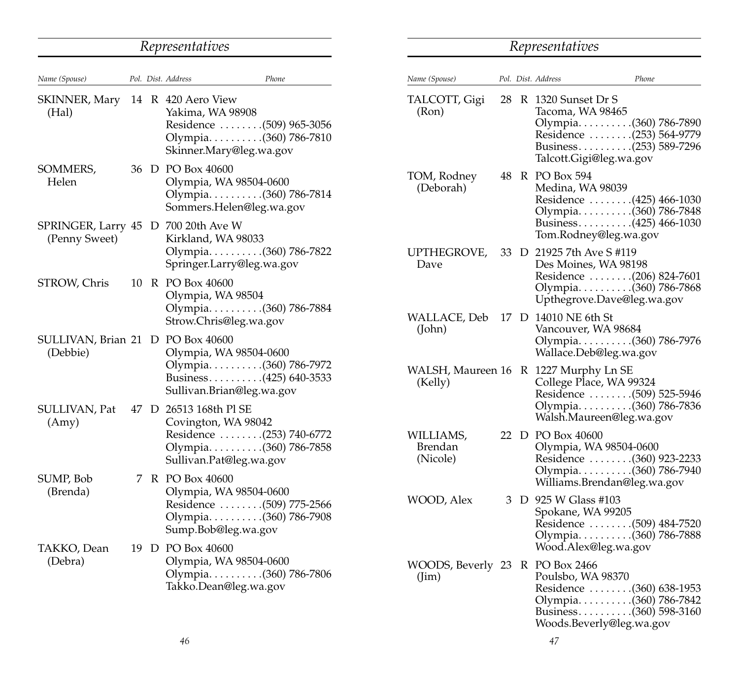## Representatives

| Name (Spouse) | Pol. | Dist. | Address | Phone |
|---|---|---|---|---|
| SKINNER, Mary (Hal) | 14 | R | 420 Aero View<br>Yakima, WA 98908<br>Residence<br>Olympia<br>Skinner.Mary@leg.wa.gov | <br><br>(509) 965-3056<br>(360) 786-7810 |
| SOMMERS, Helen | 36 | D | PO Box 40600<br>Olympia, WA 98504-0600<br>Olympia<br>Sommers.Helen@leg.wa.gov | <br><br>(360) 786-7814 |
| SPRINGER, Larry (Penny Sweet) | 45 | D | 700 20th Ave W<br>Kirkland, WA 98033<br>Olympia<br>Springer.Larry@leg.wa.gov | <br><br>(360) 786-7822 |
| STROW, Chris | 10 | R | PO Box 40600<br>Olympia, WA 98504<br>Olympia<br>Strow.Chris@leg.wa.gov | <br><br>(360) 786-7884 |
| SULLIVAN, Brian (Debbie) | 21 | D | PO Box 40600<br>Olympia, WA 98504-0600<br>Olympia<br>Business<br>Sullivan.Brian@leg.wa.gov | <br><br>(360) 786-7972<br>(425) 640-3533 |
| SULLIVAN, Pat (Amy) | 47 | D | 26513 168th Pl SE<br>Covington, WA 98042<br>Residence<br>Olympia<br>Sullivan.Pat@leg.wa.gov | <br><br>(253) 740-6772<br>(360) 786-7858 |
| SUMP, Bob (Brenda) | 7 | R | PO Box 40600<br>Olympia, WA 98504-0600<br>Residence<br>Olympia<br>Sump.Bob@leg.wa.gov | <br><br>(509) 775-2566<br>(360) 786-7908 |
| TAKKO, Dean (Debra) | 19 | D | PO Box 40600<br>Olympia, WA 98504-0600<br>Olympia<br>Takko.Dean@leg.wa.gov | <br><br>(360) 786-7806 |
| TALCOTT, Gigi (Ron) | 28 | R | 1320 Sunset Dr S<br>Tacoma, WA 98465<br>Olympia<br>Residence<br>Business<br>Talcott.Gigi@leg.wa.gov | <br><br>(360) 786-7890<br>(253) 564-9779<br>(253) 589-7296 |
| TOM, Rodney (Deborah) | 48 | R | PO Box 594<br>Medina, WA 98039<br>Residence<br>Olympia<br>Business<br>Tom.Rodney@leg.wa.gov | <br><br>(425) 466-1030<br>(360) 786-7848<br>(425) 466-1030 |
| UPTHEGROVE, Dave | 33 | D | 21925 7th Ave S #119<br>Des Moines, WA 98198<br>Residence<br>Olympia<br>Upthegrove.Dave@leg.wa.gov | <br><br>(206) 824-7601<br>(360) 786-7868 |
| WALLACE, Deb (John) | 17 | D | 14010 NE 6th St<br>Vancouver, WA 98684<br>Olympia<br>Wallace.Deb@leg.wa.gov | <br><br>(360) 786-7976 |
| WALSH, Maureen (Kelly) | 16 | R | 1227 Murphy Ln SE<br>College Place, WA 99324<br>Residence<br>Olympia<br>Walsh.Maureen@leg.wa.gov | <br><br>(509) 525-5946<br>(360) 786-7836 |
| WILLIAMS, Brendan (Nicole) | 22 | D | PO Box 40600<br>Olympia, WA 98504-0600<br>Residence<br>Olympia<br>Williams.Brendan@leg.wa.gov | <br><br>(360) 923-2233<br>(360) 786-7940 |
| WOOD, Alex | 3 | D | 925 W Glass #103<br>Spokane, WA 99205<br>Residence<br>Olympia<br>Wood.Alex@leg.wa.gov | <br><br>(509) 484-7520<br>(360) 786-7888 |
| WOODS, Beverly (Jim) | 23 | R | PO Box 2466<br>Poulsbo, WA 98370<br>Residence<br>Olympia<br>Business<br>Woods.Beverly@leg.wa.gov | <br><br>(360) 638-1953<br>(360) 786-7842<br>(360) 598-3160 |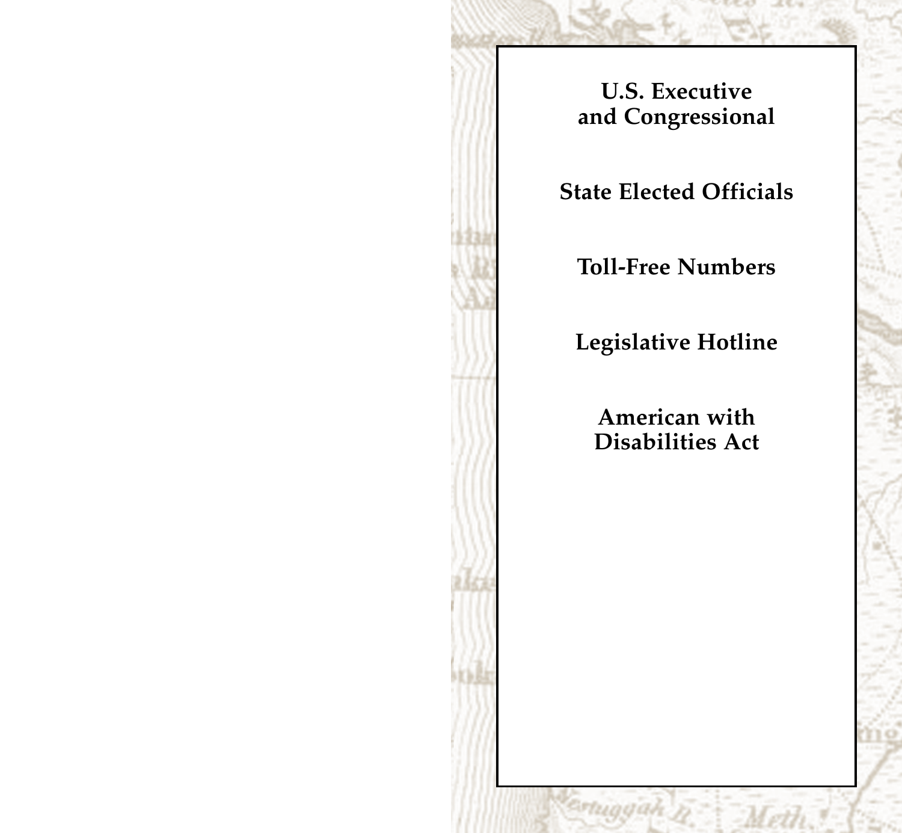**U.S. Executive and Congressional**

**State Elected Officials**

**Toll-Free Numbers**

**Legislative Hotline**

**American with Disabilities Act**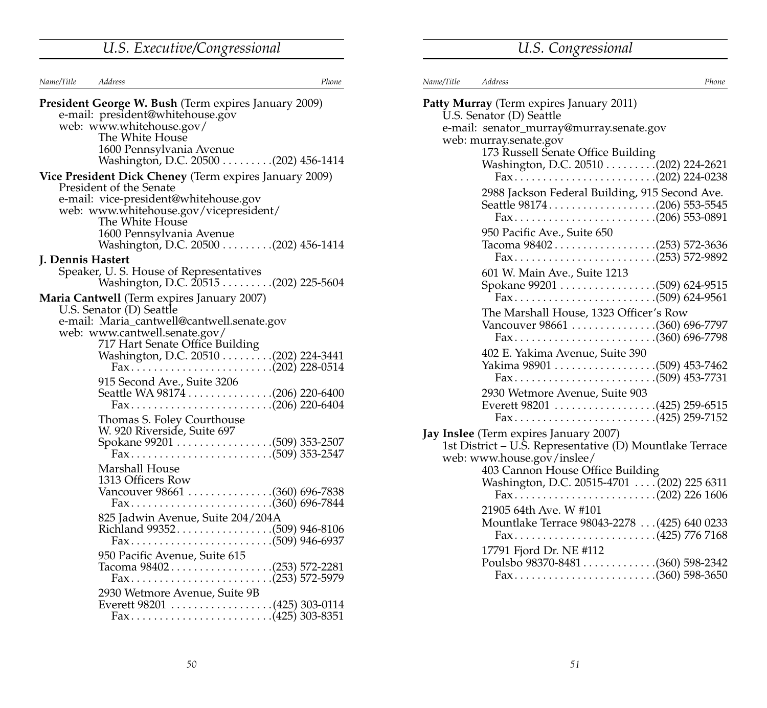## U.S. Executive/Congressional

*Name/Title* | *Address* | *Phone*

**President George W. Bush** (Term expires January 2009)
e-mail: president@whitehouse.gov
web: www.whitehouse.gov/
The White House
1600 Pennsylvania Avenue
Washington, D.C. 20500 . . . . . . . . . (202) 456-1414

**Vice President Dick Cheney** (Term expires January 2009)
President of the Senate
e-mail: vice-president@whitehouse.gov
web: www.whitehouse.gov/vicepresident/
The White House
1600 Pennsylvania Avenue
Washington, D.C. 20500 . . . . . . . . . (202) 456-1414

**J. Dennis Hastert**
Speaker, U. S. House of Representatives
Washington, D.C. 20515 . . . . . . . . . (202) 225-5604

**Maria Cantwell** (Term expires January 2007)
U.S. Senator (D) Seattle
e-mail: Maria_cantwell@cantwell.senate.gov
web: www.cantwell.senate.gov/

717 Hart Senate Office Building
Washington, D.C. 20510 . . . . . . . . . (202) 224-3441
Fax . . . . . . . . . . . . . . . . . . . . . . . . . (202) 228-0514

915 Second Ave., Suite 3206
Seattle WA 98174 . . . . . . . . . . . . . . . (206) 220-6400
Fax . . . . . . . . . . . . . . . . . . . . . . . . . (206) 220-6404

Thomas S. Foley Courthouse
W. 920 Riverside, Suite 697
Spokane 99201 . . . . . . . . . . . . . . . . . (509) 353-2507
Fax . . . . . . . . . . . . . . . . . . . . . . . . . (509) 353-2547

Marshall House
1313 Officers Row
Vancouver 98661 . . . . . . . . . . . . . . . (360) 696-7838
Fax . . . . . . . . . . . . . . . . . . . . . . . . . (360) 696-7844

825 Jadwin Avenue, Suite 204/204A
Richland 99352 . . . . . . . . . . . . . . . . . (509) 946-8106
Fax . . . . . . . . . . . . . . . . . . . . . . . . . (509) 946-6937

950 Pacific Avenue, Suite 615
Tacoma 98402 . . . . . . . . . . . . . . . . . . (253) 572-2281
Fax . . . . . . . . . . . . . . . . . . . . . . . . . (253) 572-5979

2930 Wetmore Avenue, Suite 9B
Everett 98201 . . . . . . . . . . . . . . . . . . (425) 303-0114
Fax . . . . . . . . . . . . . . . . . . . . . . . . . (425) 303-8351

## U.S. Congressional

*Name/Title* | *Address* | *Phone*

**Patty Murray** (Term expires January 2011)
U.S. Senator (D) Seattle
e-mail: senator_murray@murray.senate.gov
web: murray.senate.gov

173 Russell Senate Office Building
Washington, D.C. 20510 . . . . . . . . . (202) 224-2621
Fax . . . . . . . . . . . . . . . . . . . . . . . . . (202) 224-0238

2988 Jackson Federal Building, 915 Second Ave.
Seattle 98174 . . . . . . . . . . . . . . . . . . . (206) 553-5545
Fax . . . . . . . . . . . . . . . . . . . . . . . . . (206) 553-0891

950 Pacific Ave., Suite 650
Tacoma 98402 . . . . . . . . . . . . . . . . . . (253) 572-3636
Fax . . . . . . . . . . . . . . . . . . . . . . . . . (253) 572-9892

601 W. Main Ave., Suite 1213
Spokane 99201 . . . . . . . . . . . . . . . . . (509) 624-9515
Fax . . . . . . . . . . . . . . . . . . . . . . . . . (509) 624-9561

The Marshall House, 1323 Officer's Row
Vancouver 98661 . . . . . . . . . . . . . . . (360) 696-7797
Fax . . . . . . . . . . . . . . . . . . . . . . . . . (360) 696-7798

402 E. Yakima Avenue, Suite 390
Yakima 98901 . . . . . . . . . . . . . . . . . . (509) 453-7462
Fax . . . . . . . . . . . . . . . . . . . . . . . . . (509) 453-7731

2930 Wetmore Avenue, Suite 903
Everett 98201 . . . . . . . . . . . . . . . . . . (425) 259-6515
Fax . . . . . . . . . . . . . . . . . . . . . . . . . (425) 259-7152

**Jay Inslee** (Term expires January 2007)
1st District – U.S. Representative (D) Mountlake Terrace
web: www.house.gov/inslee/

403 Cannon House Office Building
Washington, D.C. 20515-4701 . . . . (202) 225 6311
Fax . . . . . . . . . . . . . . . . . . . . . . . . . (202) 226 1606

21905 64th Ave. W #101
Mountlake Terrace 98043-2278 . . . (425) 640 0233
Fax . . . . . . . . . . . . . . . . . . . . . . . . . (425) 776 7168

17791 Fjord Dr. NE #112
Poulsbo 98370-8481 . . . . . . . . . . . . . (360) 598-2342
Fax . . . . . . . . . . . . . . . . . . . . . . . . . (360) 598-3650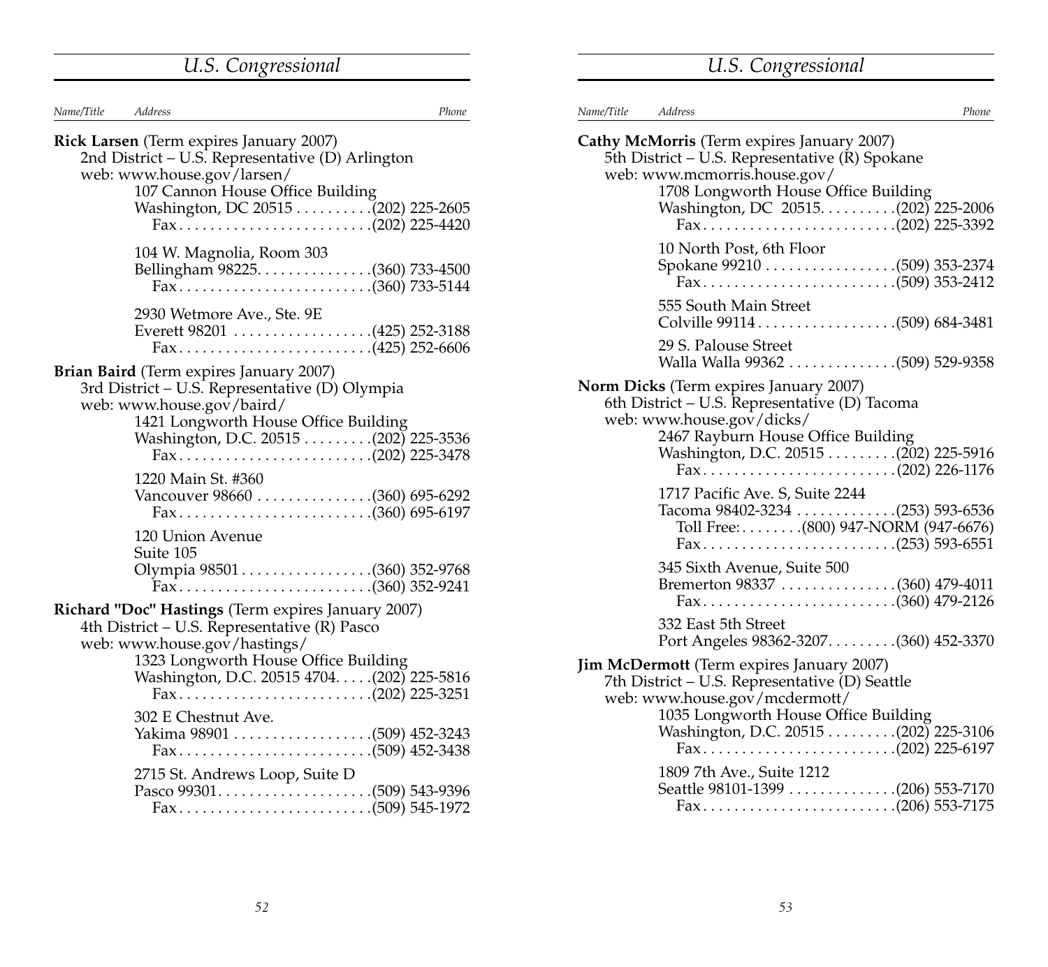*Name/Title* *Address* *Phone*

**Rick Larsen** (Term expires January 2007)
2nd District – U.S. Representative (D) Arlington
web: www.house.gov/larsen/

107 Cannon House Office Building
Washington, DC 20515 . . . . . . . . . .(202) 225-2605
Fax. . . . . . . . . . . . . . . . . . . . . . . . .(202) 225-4420

104 W. Magnolia, Room 303
Bellingham 98225. . . . . . . . . . . . . . .(360) 733-4500
Fax. . . . . . . . . . . . . . . . . . . . . . . . .(360) 733-5144

2930 Wetmore Ave., Ste. 9E
Everett 98201 . . . . . . . . . . . . . . . . . .(425) 252-3188
Fax. . . . . . . . . . . . . . . . . . . . . . . . .(425) 252-6606

**Brian Baird** (Term expires January 2007)
3rd District – U.S. Representative (D) Olympia
web: www.house.gov/baird/

1421 Longworth House Office Building
Washington, D.C. 20515 . . . . . . . . .(202) 225-3536
Fax. . . . . . . . . . . . . . . . . . . . . . . . .(202) 225-3478

1220 Main St. #360
Vancouver 98660 . . . . . . . . . . . . . . .(360) 695-6292
Fax. . . . . . . . . . . . . . . . . . . . . . . . .(360) 695-6197

120 Union Avenue
Suite 105
Olympia 98501 . . . . . . . . . . . . . . . . .(360) 352-9768
Fax. . . . . . . . . . . . . . . . . . . . . . . . .(360) 352-9241

**Richard "Doc" Hastings** (Term expires January 2007)
4th District – U.S. Representative (R) Pasco
web: www.house.gov/hastings/

1323 Longworth House Office Building
Washington, D.C. 20515 4704. . . . .(202) 225-5816
Fax. . . . . . . . . . . . . . . . . . . . . . . . .(202) 225-3251

302 E Chestnut Ave.
Yakima 98901 . . . . . . . . . . . . . . . . . .(509) 452-3243
Fax. . . . . . . . . . . . . . . . . . . . . . . . .(509) 452-3438

2715 St. Andrews Loop, Suite D
Pasco 99301. . . . . . . . . . . . . . . . . . . .(509) 543-9396
Fax. . . . . . . . . . . . . . . . . . . . . . . . .(509) 545-1972

**Cathy McMorris** (Term expires January 2007)
5th District – U.S. Representative (R) Spokane
web: www.mcmorris.house.gov/

1708 Longworth House Office Building
Washington, DC 20515. . . . . . . . . .(202) 225-2006
Fax. . . . . . . . . . . . . . . . . . . . . . . . .(202) 225-3392

10 North Post, 6th Floor
Spokane 99210 . . . . . . . . . . . . . . . . .(509) 353-2374
Fax. . . . . . . . . . . . . . . . . . . . . . . . .(509) 353-2412

555 South Main Street
Colville 99114 . . . . . . . . . . . . . . . . . .(509) 684-3481

29 S. Palouse Street
Walla Walla 99362 . . . . . . . . . . . . . .(509) 529-9358

**Norm Dicks** (Term expires January 2007)
6th District – U.S. Representative (D) Tacoma
web: www.house.gov/dicks/

2467 Rayburn House Office Building
Washington, D.C. 20515 . . . . . . . . .(202) 225-5916
Fax. . . . . . . . . . . . . . . . . . . . . . . . .(202) 226-1176

1717 Pacific Ave. S, Suite 2244
Tacoma 98402-3234 . . . . . . . . . . . . .(253) 593-6536
Toll Free:. . . . . . . .(800) 947-NORM (947-6676)
Fax. . . . . . . . . . . . . . . . . . . . . . . . .(253) 593-6551

345 Sixth Avenue, Suite 500
Bremerton 98337 . . . . . . . . . . . . . . .(360) 479-4011
Fax. . . . . . . . . . . . . . . . . . . . . . . . .(360) 479-2126

332 East 5th Street
Port Angeles 98362-3207. . . . . . . . .(360) 452-3370

**Jim McDermott** (Term expires January 2007)
7th District – U.S. Representative (D) Seattle
web: www.house.gov/mcdermott/

1035 Longworth House Office Building
Washington, D.C. 20515 . . . . . . . . .(202) 225-3106
Fax. . . . . . . . . . . . . . . . . . . . . . . . .(202) 225-6197

1809 7th Ave., Suite 1212
Seattle 98101-1399 . . . . . . . . . . . . . .(206) 553-7170
Fax. . . . . . . . . . . . . . . . . . . . . . . . .(206) 553-7175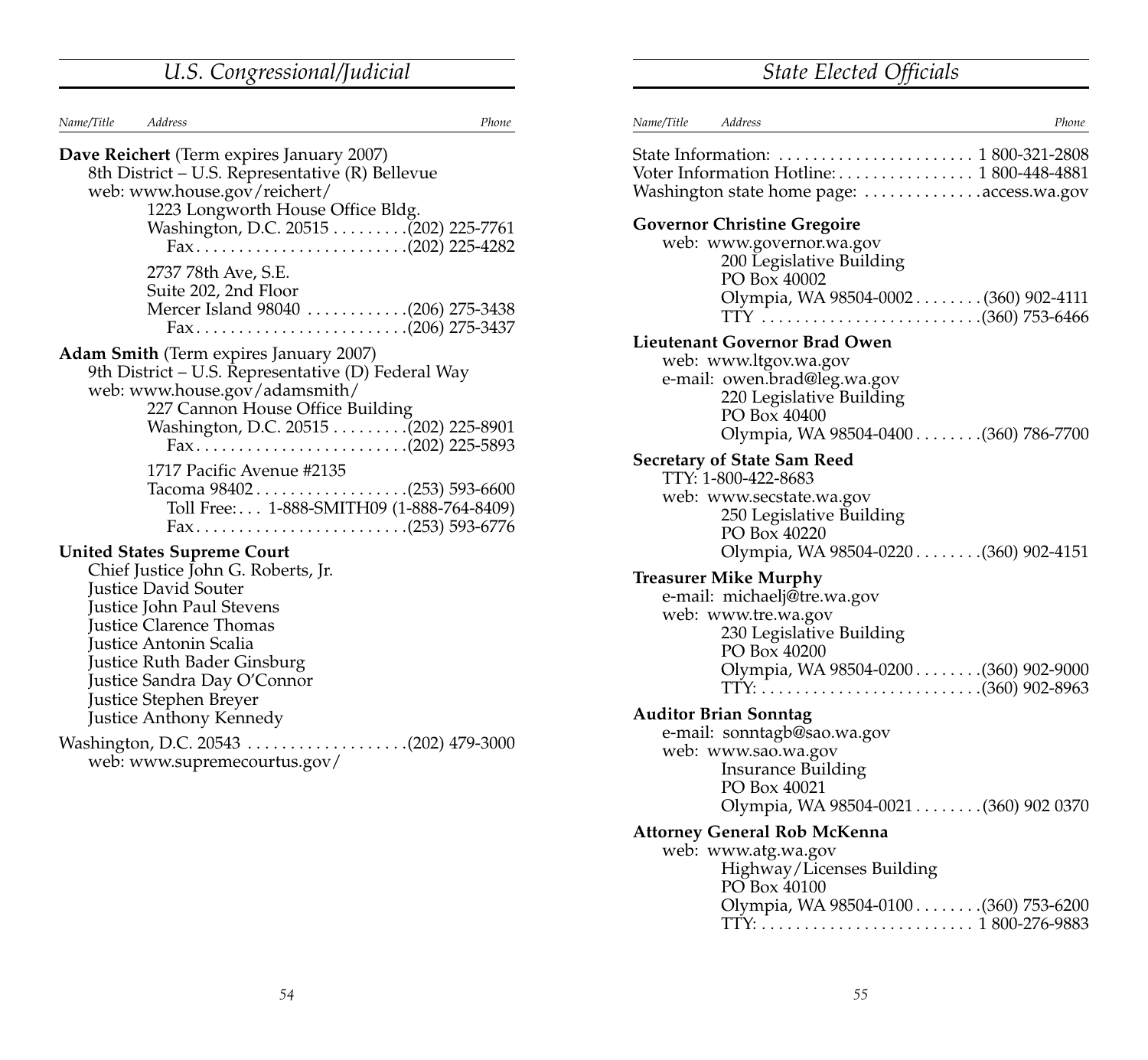## U.S. Congressional/Judicial

*Name/Title* *Address* *Phone*

**Dave Reichert** (Term expires January 2007)
8th District – U.S. Representative (R) Bellevue
web: www.house.gov/reichert/
1223 Longworth House Office Bldg.
Washington, D.C. 20515 .........(202) 225-7761
Fax.........................(202) 225-4282

2737 78th Ave, S.E.
Suite 202, 2nd Floor
Mercer Island 98040 ............(206) 275-3438
Fax.........................(206) 275-3437

**Adam Smith** (Term expires January 2007)
9th District – U.S. Representative (D) Federal Way
web: www.house.gov/adamsmith/
227 Cannon House Office Building
Washington, D.C. 20515 .........(202) 225-8901
Fax.........................(202) 225-5893

1717 Pacific Avenue #2135
Tacoma 98402..................(253) 593-6600
Toll Free:... 1-888-SMITH09 (1-888-764-8409)
Fax.........................(253) 593-6776

**United States Supreme Court**
Chief Justice John G. Roberts, Jr.
Justice David Souter
Justice John Paul Stevens
Justice Clarence Thomas
Justice Antonin Scalia
Justice Ruth Bader Ginsburg
Justice Sandra Day O'Connor
Justice Stephen Breyer
Justice Anthony Kennedy

Washington, D.C. 20543 ...................(202) 479-3000
web: www.supremecourtus.gov/

## State Elected Officials

*Name/Title* *Address* *Phone*

State Information: ....................... 1 800-321-2808
Voter Information Hotline:................ 1 800-448-4881
Washington state home page: ..............access.wa.gov

**Governor Christine Gregoire**
web: www.governor.wa.gov
200 Legislative Building
PO Box 40002
Olympia, WA 98504-0002........(360) 902-4111
TTY ..........................(360) 753-6466

**Lieutenant Governor Brad Owen**
web: www.ltgov.wa.gov
e-mail: owen.brad@leg.wa.gov
220 Legislative Building
PO Box 40400
Olympia, WA 98504-0400........(360) 786-7700

**Secretary of State Sam Reed**
TTY: 1-800-422-8683
web: www.secstate.wa.gov
250 Legislative Building
PO Box 40220
Olympia, WA 98504-0220........(360) 902-4151

**Treasurer Mike Murphy**
e-mail: michaelj@tre.wa.gov
web: www.tre.wa.gov
230 Legislative Building
PO Box 40200
Olympia, WA 98504-0200........(360) 902-9000
TTY:..........................(360) 902-8963

**Auditor Brian Sonntag**
e-mail: sonntagb@sao.wa.gov
web: www.sao.wa.gov
Insurance Building
PO Box 40021
Olympia, WA 98504-0021........(360) 902 0370

**Attorney General Rob McKenna**
web: www.atg.wa.gov
Highway/Licenses Building
PO Box 40100
Olympia, WA 98504-0100........(360) 753-6200
TTY:......................... 1 800-276-9883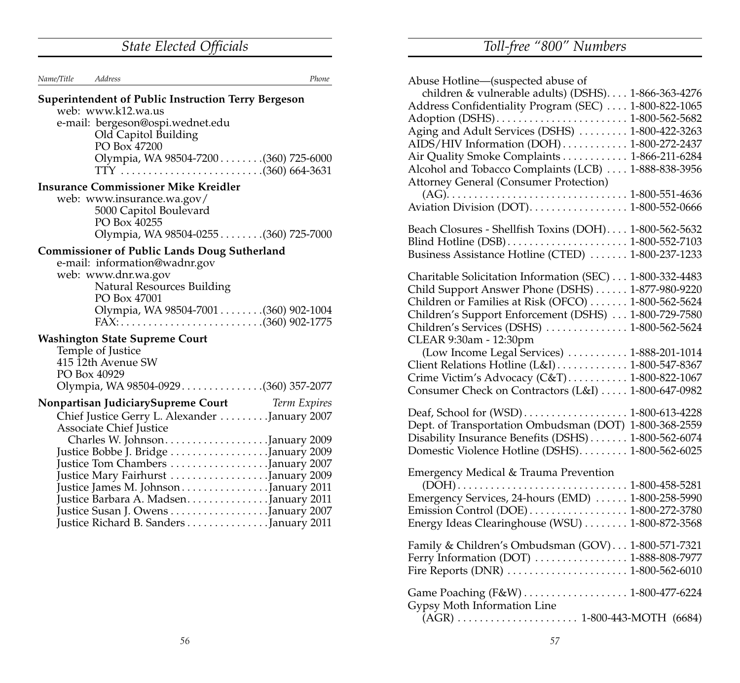## State Elected Officials

*Name/Title* *Address* *Phone*

**Superintendent of Public Instruction Terry Bergeson**
web: www.k12.wa.us
e-mail: bergeson@ospi.wednet.edu
Old Capitol Building
PO Box 47200
Olympia, WA 98504-7200 . . . . . . . . (360) 725-6000
TTY . . . . . . . . . . . . . . . . . . . . . . . . . (360) 664-3631

**Insurance Commissioner Mike Kreidler**
web: www.insurance.wa.gov/
5000 Capitol Boulevard
PO Box 40255
Olympia, WA 98504-0255 . . . . . . . . (360) 725-7000

**Commissioner of Public Lands Doug Sutherland**
e-mail: information@wadnr.gov
web: www.dnr.wa.gov
Natural Resources Building
PO Box 47001
Olympia, WA 98504-7001 . . . . . . . . (360) 902-1004
FAX: . . . . . . . . . . . . . . . . . . . . . . . . . (360) 902-1775

**Washington State Supreme Court**
Temple of Justice
415 12th Avenue SW
PO Box 40929
Olympia, WA 98504-0929 . . . . . . . . . . . . . . (360) 357-2077

**Nonpartisan JudiciarySupreme Court** *Term Expires*
Chief Justice Gerry L. Alexander . . . . . . . . . January 2007
Associate Chief Justice
Charles W. Johnson . . . . . . . . . . . . . . . . . . January 2009
Justice Bobbe J. Bridge . . . . . . . . . . . . . . . . . January 2009
Justice Tom Chambers . . . . . . . . . . . . . . . . . January 2007
Justice Mary Fairhurst . . . . . . . . . . . . . . . . . January 2009
Justice James M. Johnson . . . . . . . . . . . . . . . January 2011
Justice Barbara A. Madsen . . . . . . . . . . . . . . January 2011
Justice Susan J. Owens . . . . . . . . . . . . . . . . . January 2007
Justice Richard B. Sanders . . . . . . . . . . . . . . January 2011

## Toll-free "800" Numbers

Abuse Hotline—(suspected abuse of
children & vulnerable adults) (DSHS). . . . 1-866-363-4276
Address Confidentiality Program (SEC) . . . . 1-800-822-1065
Adoption (DSHS) . . . . . . . . . . . . . . . . . . . . . . . 1-800-562-5682
Aging and Adult Services (DSHS) . . . . . . . . . 1-800-422-3263
AIDS/HIV Information (DOH) . . . . . . . . . . . . 1-800-272-2437
Air Quality Smoke Complaints . . . . . . . . . . . . 1-866-211-6284
Alcohol and Tobacco Complaints (LCB) . . . . 1-888-838-3956
Attorney General (Consumer Protection)
(AG). . . . . . . . . . . . . . . . . . . . . . . . . . . . . . . . 1-800-551-4636
Aviation Division (DOT). . . . . . . . . . . . . . . . . . 1-800-552-0666

Beach Closures - Shellfish Toxins (DOH). . . . 1-800-562-5632
Blind Hotline (DSB) . . . . . . . . . . . . . . . . . . . . . 1-800-552-7103
Business Assistance Hotline (CTED) . . . . . . . 1-800-237-1233

Charitable Solicitation Information (SEC) . . . 1-800-332-4483
Child Support Answer Phone (DSHS) . . . . . . 1-877-980-9220
Children or Families at Risk (OFCO) . . . . . . . 1-800-562-5624
Children's Support Enforcement (DSHS) . . . 1-800-729-7580
Children's Services (DSHS) . . . . . . . . . . . . . . . 1-800-562-5624
CLEAR 9:30am - 12:30pm
(Low Income Legal Services) . . . . . . . . . . . 1-888-201-1014
Client Relations Hotline (L&I) . . . . . . . . . . . . . 1-800-547-8367
Crime Victim's Advocacy (C&T) . . . . . . . . . . . 1-800-822-1067
Consumer Check on Contractors (L&I) . . . . . 1-800-647-0982

Deaf, School for (WSD) . . . . . . . . . . . . . . . . . . 1-800-613-4228
Dept. of Transportation Ombudsman (DOT) 1-800-368-2559
Disability Insurance Benefits (DSHS) . . . . . . . 1-800-562-6074
Domestic Violence Hotline (DSHS). . . . . . . . . 1-800-562-6025

Emergency Medical & Trauma Prevention
(DOH) . . . . . . . . . . . . . . . . . . . . . . . . . . . . . . . 1-800-458-5281
Emergency Services, 24-hours (EMD) . . . . . . 1-800-258-5990
Emission Control (DOE) . . . . . . . . . . . . . . . . . . 1-800-272-3780
Energy Ideas Clearinghouse (WSU) . . . . . . . . 1-800-872-3568

Family & Children's Ombudsman (GOV) . . . 1-800-571-7321
Ferry Information (DOT) . . . . . . . . . . . . . . . . . 1-888-808-7977
Fire Reports (DNR) . . . . . . . . . . . . . . . . . . . . . . 1-800-562-6010

Game Poaching (F&W) . . . . . . . . . . . . . . . . . . . 1-800-477-6224
Gypsy Moth Information Line
(AGR) . . . . . . . . . . . . . . . . . . . . . . 1-800-443-MOTH (6684)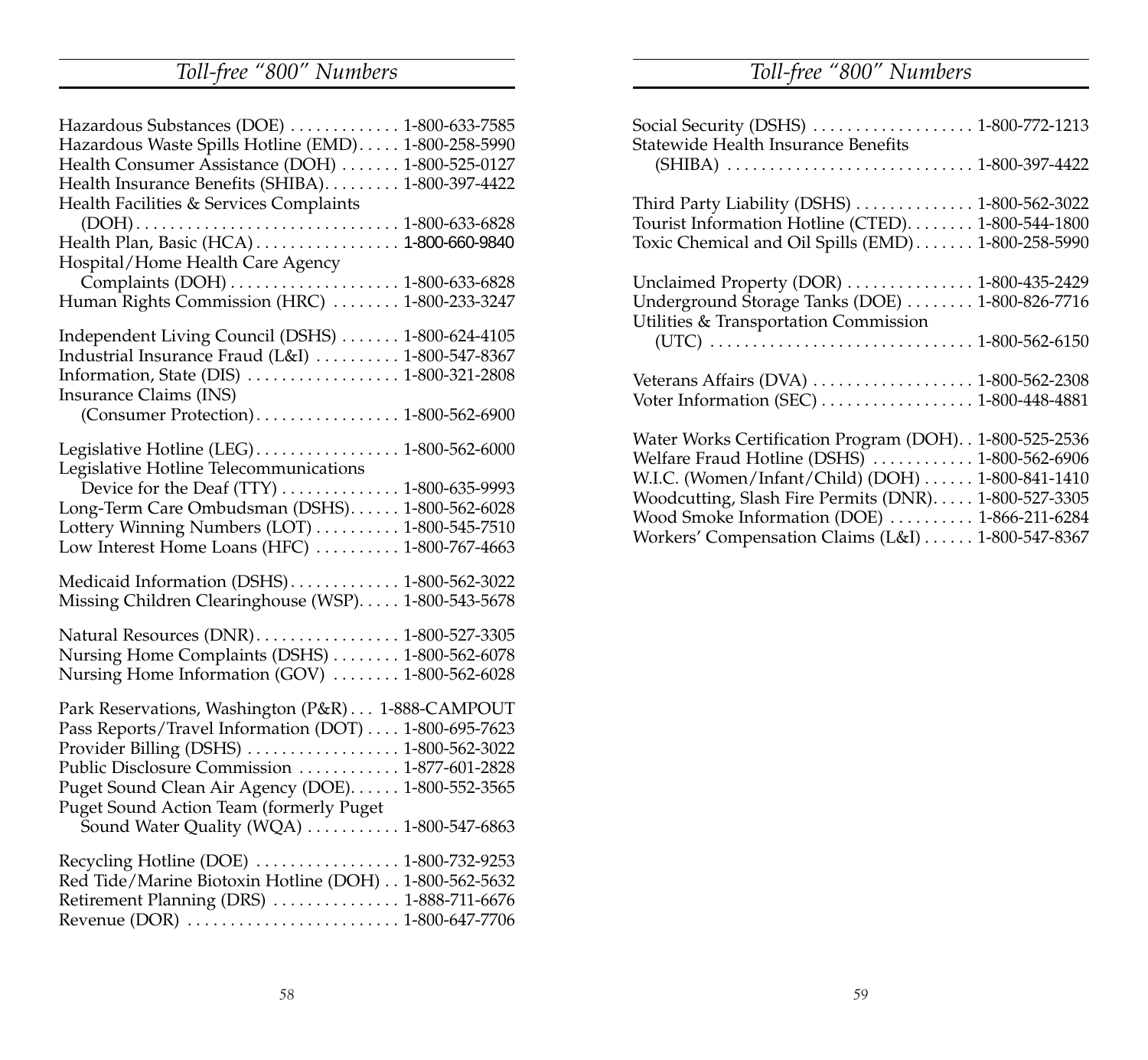## Toll-free "800" Numbers

Hazardous Substances (DOE) ............. 1-800-633-7585
Hazardous Waste Spills Hotline (EMD)..... 1-800-258-5990
Health Consumer Assistance (DOH) ....... 1-800-525-0127
Health Insurance Benefits (SHIBA)......... 1-800-397-4422
Health Facilities & Services Complaints
(DOH)............................... 1-800-633-6828
Health Plan, Basic (HCA)................. 1-800-660-9840
Hospital/Home Health Care Agency
Complaints (DOH).................... 1-800-633-6828
Human Rights Commission (HRC) ........ 1-800-233-3247

Independent Living Council (DSHS) ....... 1-800-624-4105
Industrial Insurance Fraud (L&I) .......... 1-800-547-8367
Information, State (DIS) .................. 1-800-321-2808
Insurance Claims (INS)
(Consumer Protection)................. 1-800-562-6900

Legislative Hotline (LEG)................. 1-800-562-6000
Legislative Hotline Telecommunications
Device for the Deaf (TTY) .............. 1-800-635-9993
Long-Term Care Ombudsman (DSHS)...... 1-800-562-6028
Lottery Winning Numbers (LOT) .......... 1-800-545-7510
Low Interest Home Loans (HFC) .......... 1-800-767-4663

Medicaid Information (DSHS)............. 1-800-562-3022
Missing Children Clearinghouse (WSP)..... 1-800-543-5678

Natural Resources (DNR)................. 1-800-527-3305
Nursing Home Complaints (DSHS) ........ 1-800-562-6078
Nursing Home Information (GOV) ........ 1-800-562-6028

Park Reservations, Washington (P&R) ... 1-888-CAMPOUT
Pass Reports/Travel Information (DOT) .... 1-800-695-7623
Provider Billing (DSHS) .................. 1-800-562-3022
Public Disclosure Commission ............ 1-877-601-2828
Puget Sound Clean Air Agency (DOE)...... 1-800-552-3565
Puget Sound Action Team (formerly Puget
Sound Water Quality (WQA) ........... 1-800-547-6863

Recycling Hotline (DOE) ................. 1-800-732-9253
Red Tide/Marine Biotoxin Hotline (DOH) .. 1-800-562-5632
Retirement Planning (DRS) ............... 1-888-711-6676
Revenue (DOR) ......................... 1-800-647-7706

Social Security (DSHS) ................... 1-800-772-1213
Statewide Health Insurance Benefits
(SHIBA) ............................. 1-800-397-4422

Third Party Liability (DSHS) .............. 1-800-562-3022
Tourist Information Hotline (CTED)........ 1-800-544-1800
Toxic Chemical and Oil Spills (EMD)....... 1-800-258-5990

Unclaimed Property (DOR) ............... 1-800-435-2429
Underground Storage Tanks (DOE) ........ 1-800-826-7716
Utilities & Transportation Commission
(UTC) ............................... 1-800-562-6150

Veterans Affairs (DVA) ................... 1-800-562-2308
Voter Information (SEC) .................. 1-800-448-4881

Water Works Certification Program (DOH). . 1-800-525-2536
Welfare Fraud Hotline (DSHS) ............ 1-800-562-6906
W.I.C. (Women/Infant/Child) (DOH) ...... 1-800-841-1410
Woodcutting, Slash Fire Permits (DNR)..... 1-800-527-3305
Wood Smoke Information (DOE) .......... 1-866-211-6284
Workers' Compensation Claims (L&I) ...... 1-800-547-8367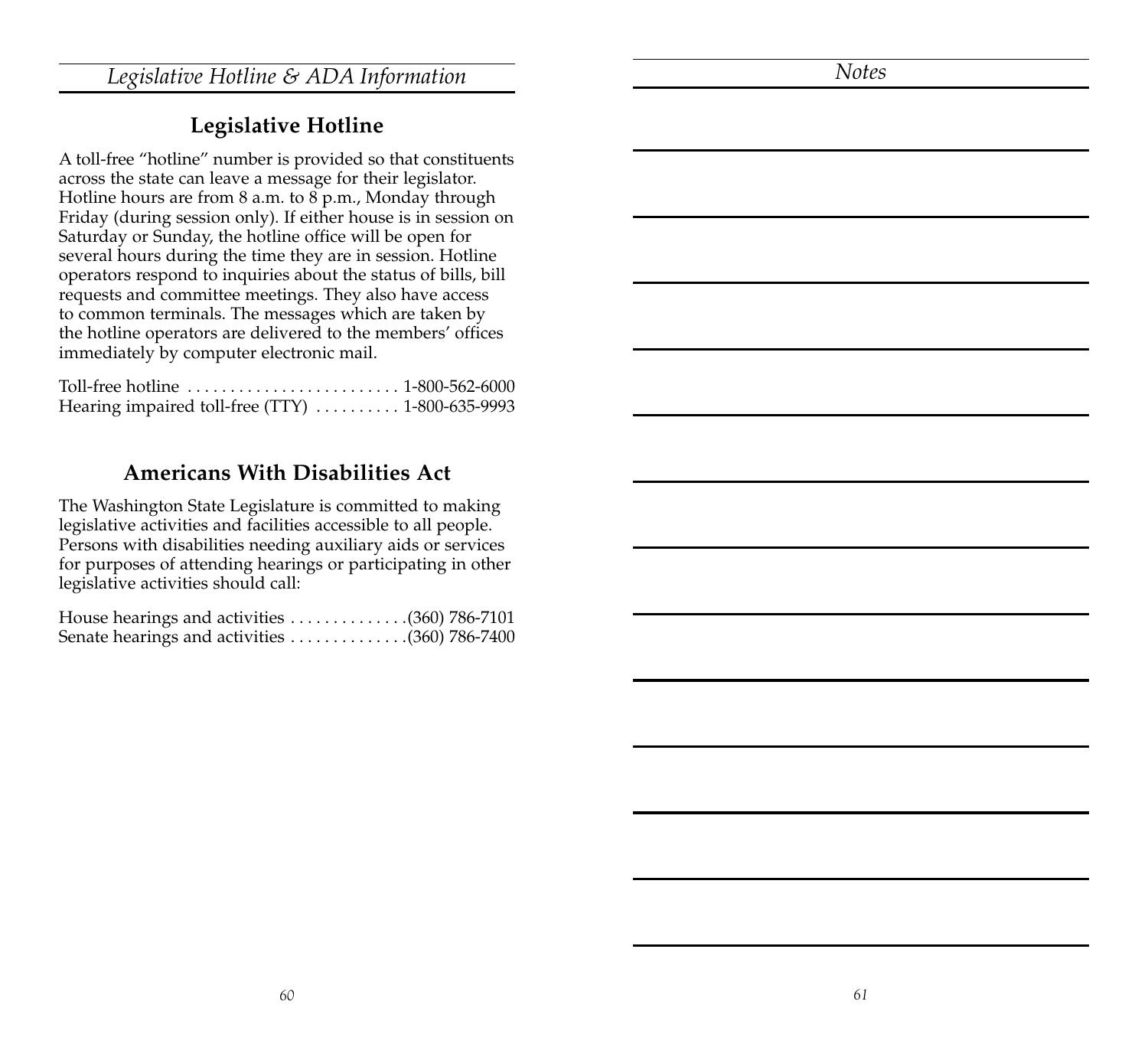## Legislative Hotline & ADA Information

### Legislative Hotline

A toll-free "hotline" number is provided so that constituents across the state can leave a message for their legislator. Hotline hours are from 8 a.m. to 8 p.m., Monday through Friday (during session only). If either house is in session on Saturday or Sunday, the hotline office will be open for several hours during the time they are in session. Hotline operators respond to inquiries about the status of bills, bill requests and committee meetings. They also have access to common terminals. The messages which are taken by the hotline operators are delivered to the members' offices immediately by computer electronic mail.

Toll-free hotline . . . . . . . . . . . . . . . . . . . . . . . . . 1-800-562-6000
Hearing impaired toll-free (TTY) . . . . . . . . . . 1-800-635-9993

### Americans With Disabilities Act

The Washington State Legislature is committed to making legislative activities and facilities accessible to all people. Persons with disabilities needing auxiliary aids or services for purposes of attending hearings or participating in other legislative activities should call:

House hearings and activities . . . . . . . . . . . . . .(360) 786-7101
Senate hearings and activities . . . . . . . . . . . . . .(360) 786-7400

## Notes